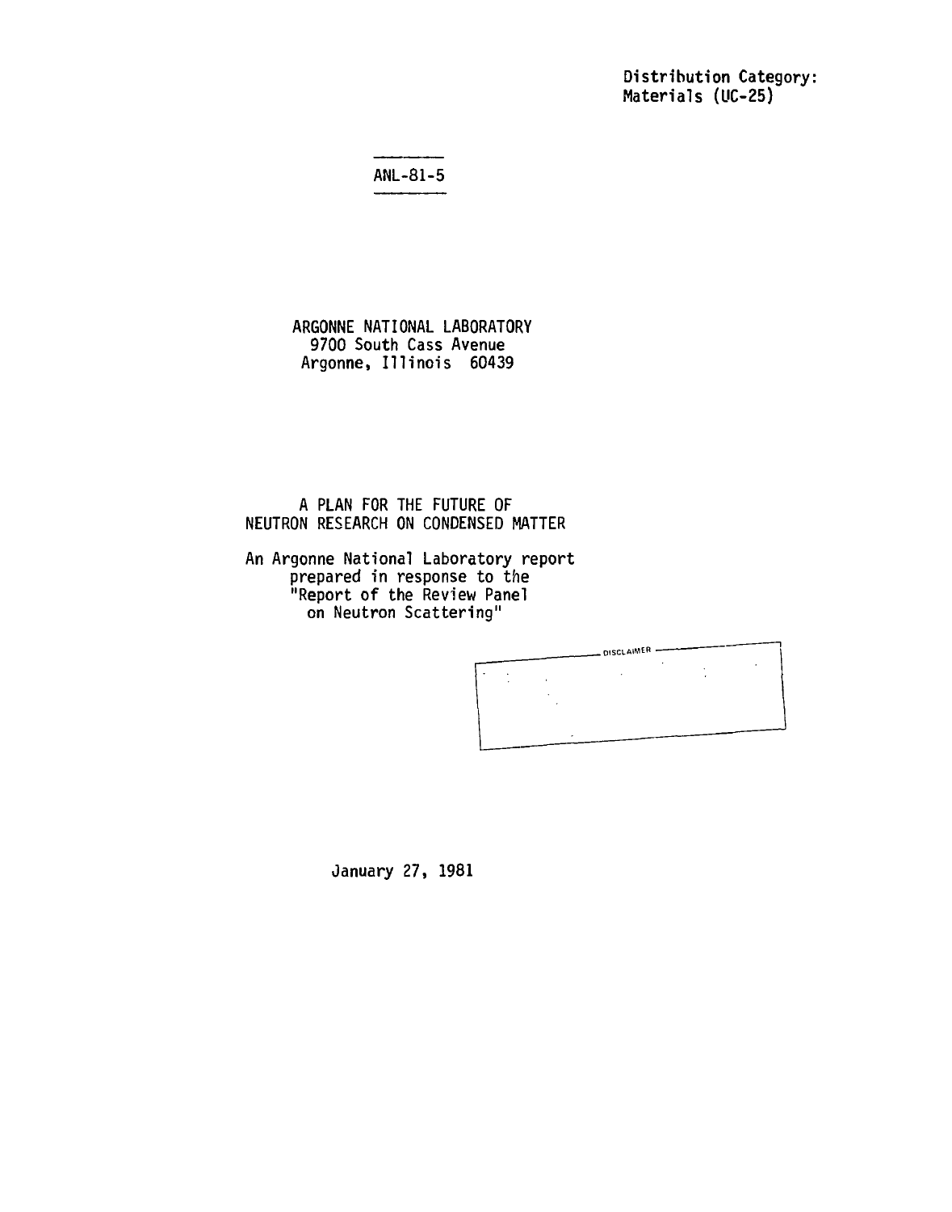Distribution Category:
Materials (UC-25)

ANL-81-5

ARGONNE NATIONAL LABORATORY
9700 South Cass Avenue
Argonne, Illinois 60439

# A PLAN FOR THE FUTURE OF NEUTRON RESEARCH ON CONDENSED MATTER

An Argonne National Laboratory report
prepared in response to the
"Report of the Review Panel
on Neutron Scattering"

DISCLAIMER

January 27, 1981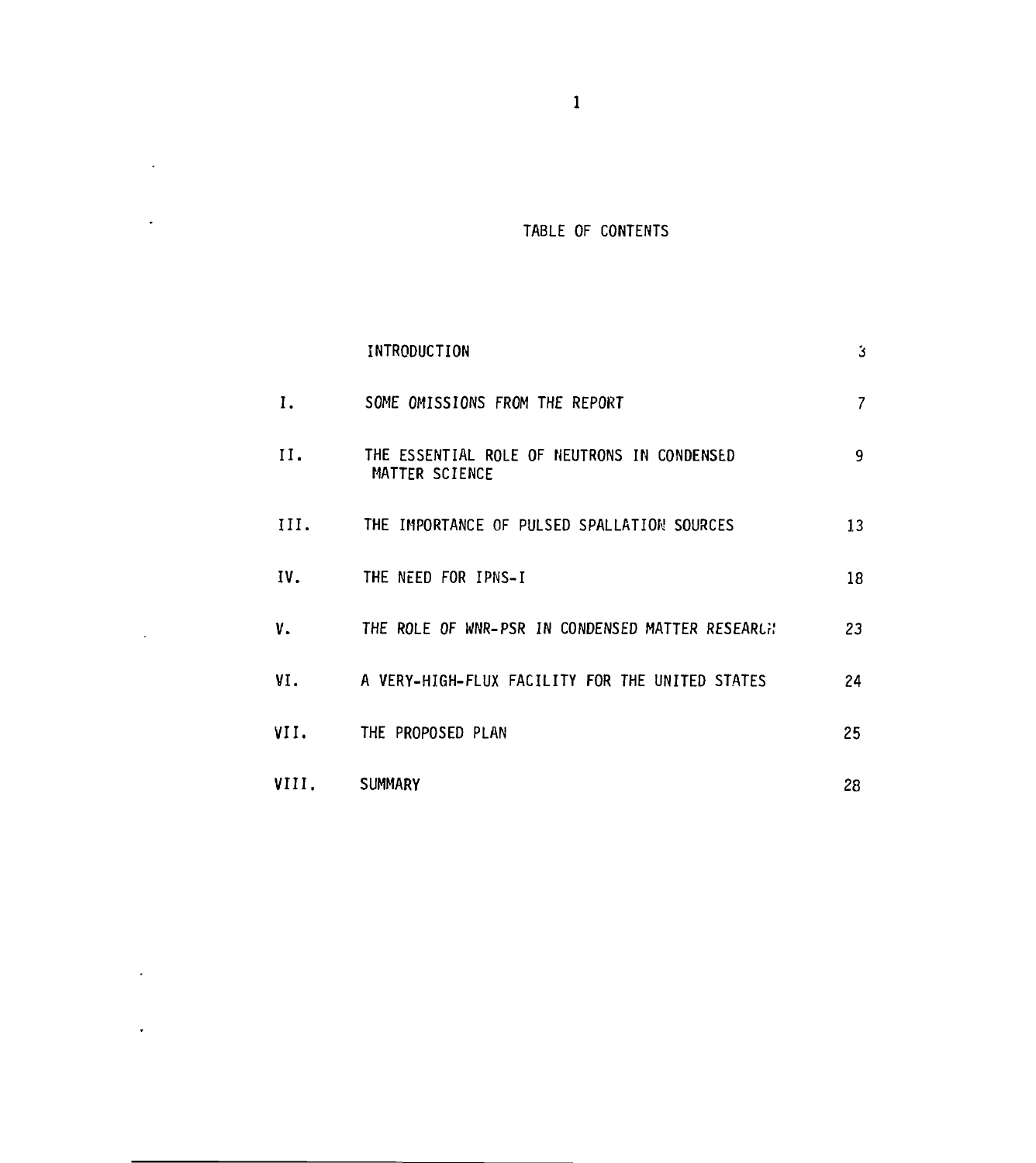# TABLE OF CONTENTS

| | | |
|---|---|---|
| | INTRODUCTION | 3 |
| I. | SOME OMISSIONS FROM THE REPORT | 7 |
| II. | THE ESSENTIAL ROLE OF NEUTRONS IN CONDENSED MATTER SCIENCE | 9 |
| III. | THE IMPORTANCE OF PULSED SPALLATION SOURCES | 13 |
| IV. | THE NEED FOR IPNS-I | 18 |
| V. | THE ROLE OF WNR-PSR IN CONDENSED MATTER RESEARCH | 23 |
| VI. | A VERY-HIGH-FLUX FACILITY FOR THE UNITED STATES | 24 |
| VII. | THE PROPOSED PLAN | 25 |
| VIII. | SUMMARY | 28 |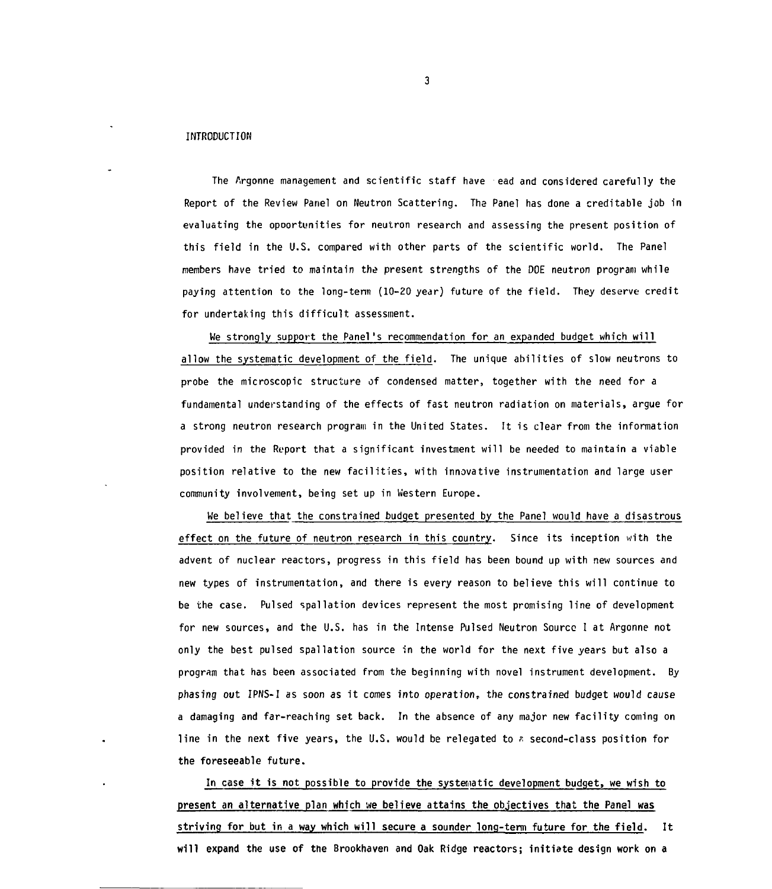## INTRODUCTION

The Argonne management and scientific staff have read and considered carefully the Report of the Review Panel on Neutron Scattering. The Panel has done a creditable job in evaluating the opportunities for neutron research and assessing the present position of this field in the U.S. compared with other parts of the scientific world. The Panel members have tried to maintain the present strengths of the DOE neutron program while paying attention to the long-term (10-20 year) future of the field. They deserve credit for undertaking this difficult assessment.

We strongly support the Panel's recommendation for an expanded budget which will allow the systematic development of the field. The unique abilities of slow neutrons to probe the microscopic structure of condensed matter, together with the need for a fundamental understanding of the effects of fast neutron radiation on materials, argue for a strong neutron research program in the United States. It is clear from the information provided in the Report that a significant investment will be needed to maintain a viable position relative to the new facilities, with innovative instrumentation and large user community involvement, being set up in Western Europe.

We believe that the constrained budget presented by the Panel would have a disastrous effect on the future of neutron research in this country. Since its inception with the advent of nuclear reactors, progress in this field has been bound up with new sources and new types of instrumentation, and there is every reason to believe this will continue to be the case. Pulsed spallation devices represent the most promising line of development for new sources, and the U.S. has in the Intense Pulsed Neutron Source I at Argonne not only the best pulsed spallation source in the world for the next five years but also a program that has been associated from the beginning with novel instrument development. By phasing out IPNS-I as soon as it comes into operation, the constrained budget would cause a damaging and far-reaching set back. In the absence of any major new facility coming on line in the next five years, the U.S. would be relegated to a second-class position for the foreseeable future.

In case it is not possible to provide the systematic development budget, we wish to present an alternative plan which we believe attains the objectives that the Panel was striving for but in a way which will secure a sounder long-term future for the field. It will expand the use of the Brookhaven and Oak Ridge reactors; initiate design work on a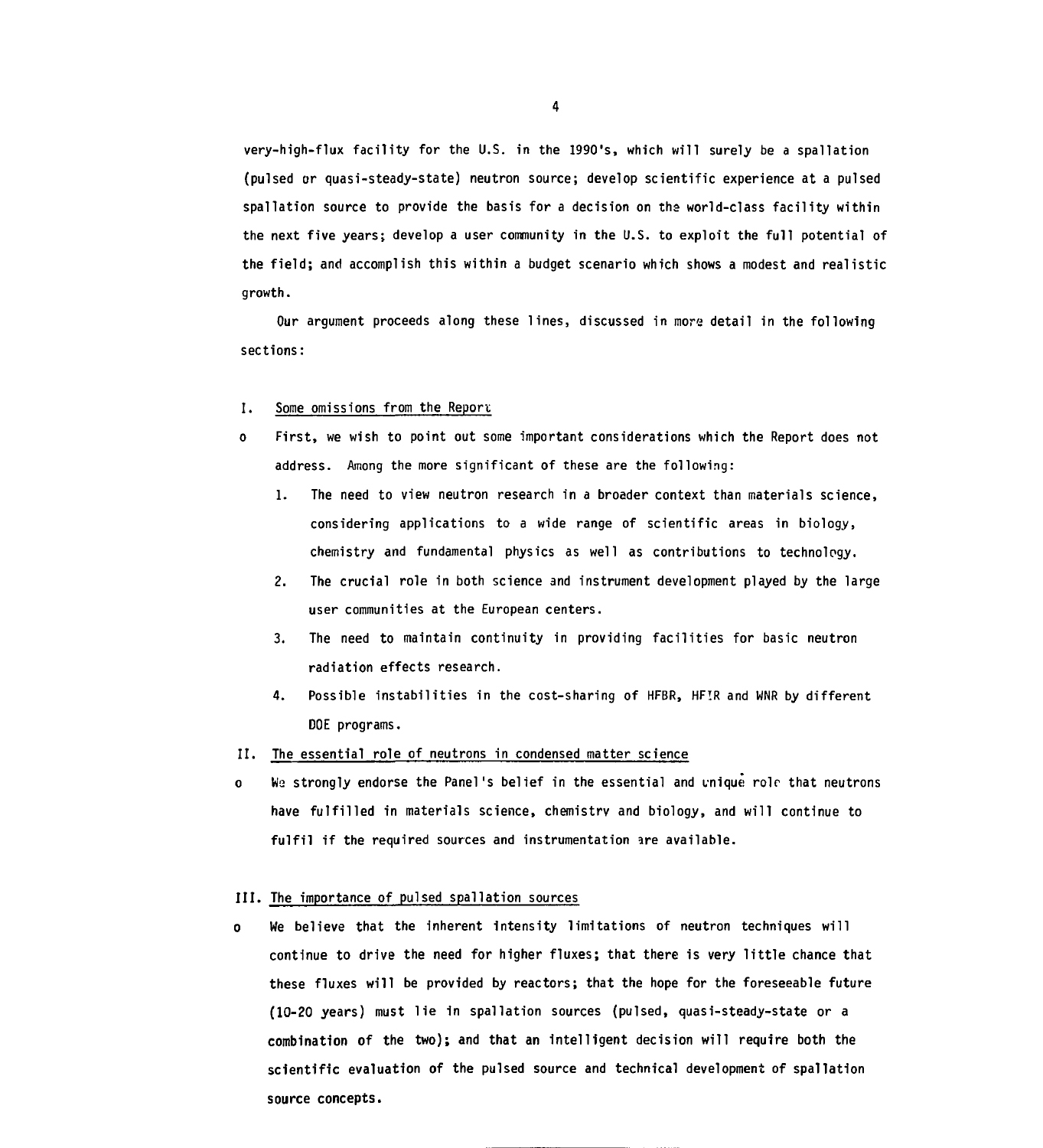very-high-flux facility for the U.S. in the 1990's, which will surely be a spallation (pulsed or quasi-steady-state) neutron source; develop scientific experience at a pulsed spallation source to provide the basis for a decision on the world-class facility within the next five years; develop a user community in the U.S. to exploit the full potential of the field; and accomplish this within a budget scenario which shows a modest and realistic growth.

Our argument proceeds along these lines, discussed in more detail in the following sections:

## I. Some omissions from the Report

- First, we wish to point out some important considerations which the Report does not address. Among the more significant of these are the following:
  1. The need to view neutron research in a broader context than materials science, considering applications to a wide range of scientific areas in biology, chemistry and fundamental physics as well as contributions to technology.
  2. The crucial role in both science and instrument development played by the large user communities at the European centers.
  3. The need to maintain continuity in providing facilities for basic neutron radiation effects research.
  4. Possible instabilities in the cost-sharing of HFBR, HFIR and WNR by different DOE programs.

## II. The essential role of neutrons in condensed matter science

- We strongly endorse the Panel's belief in the essential and unique role that neutrons have fulfilled in materials science, chemistry and biology, and will continue to fulfil if the required sources and instrumentation are available.

## III. The importance of pulsed spallation sources

- We believe that the inherent intensity limitations of neutron techniques will continue to drive the need for higher fluxes; that there is very little chance that these fluxes will be provided by reactors; that the hope for the foreseeable future (10-20 years) must lie in spallation sources (pulsed, quasi-steady-state or a combination of the two); and that an intelligent decision will require both the scientific evaluation of the pulsed source and technical development of spallation source concepts.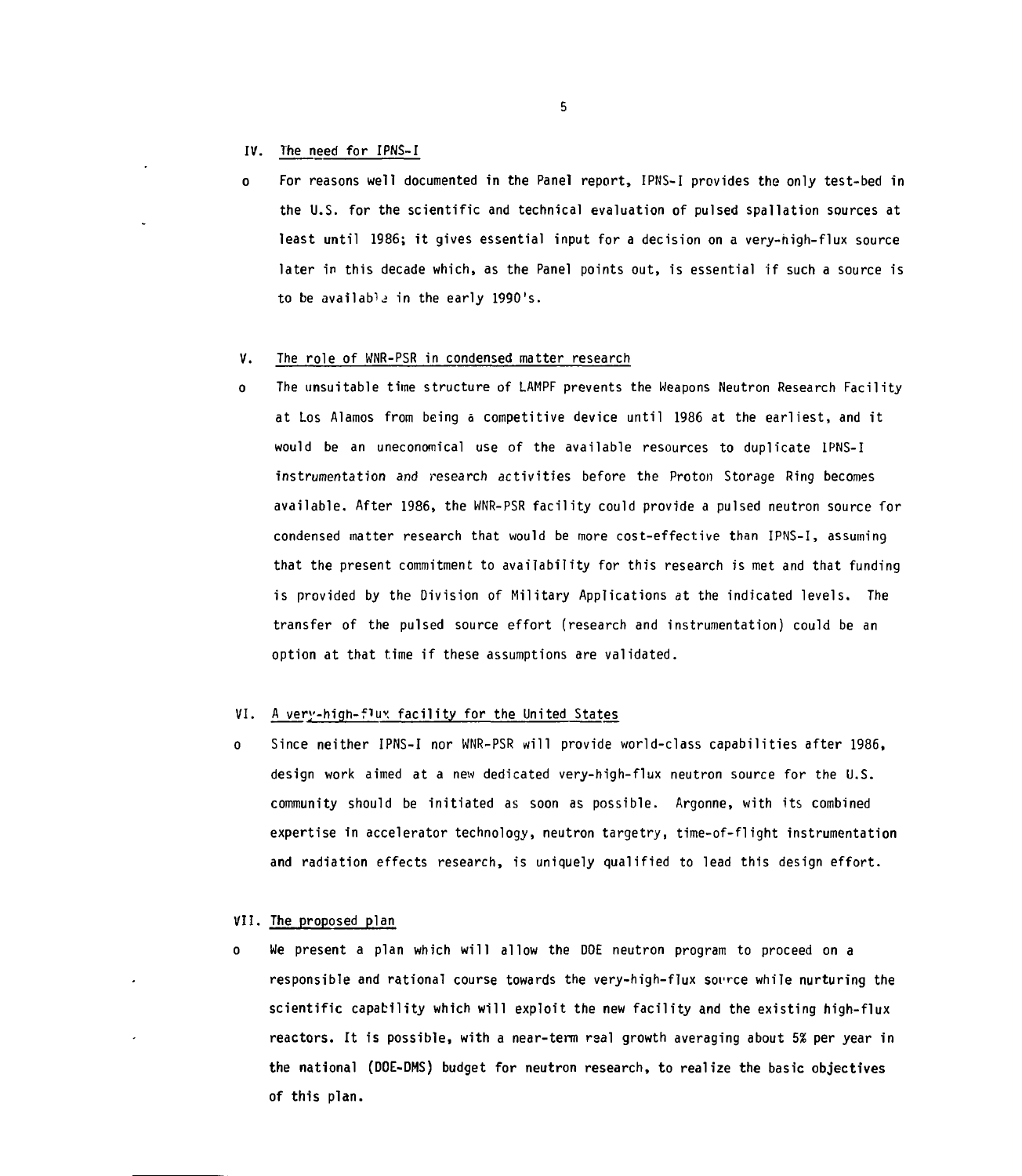## IV. The need for IPNS-I

- For reasons well documented in the Panel report, IPNS-I provides the only test-bed in the U.S. for the scientific and technical evaluation of pulsed spallation sources at least until 1986; it gives essential input for a decision on a very-high-flux source later in this decade which, as the Panel points out, is essential if such a source is to be available in the early 1990's.

## V. The role of WNR-PSR in condensed matter research

- The unsuitable time structure of LAMPF prevents the Weapons Neutron Research Facility at Los Alamos from being a competitive device until 1986 at the earliest, and it would be an uneconomical use of the available resources to duplicate IPNS-I instrumentation and research activities before the Proton Storage Ring becomes available. After 1986, the WNR-PSR facility could provide a pulsed neutron source for condensed matter research that would be more cost-effective than IPNS-I, assuming that the present commitment to availability for this research is met and that funding is provided by the Division of Military Applications at the indicated levels. The transfer of the pulsed source effort (research and instrumentation) could be an option at that time if these assumptions are validated.

## VI. A very-high-flux facility for the United States

- Since neither IPNS-I nor WNR-PSR will provide world-class capabilities after 1986, design work aimed at a new dedicated very-high-flux neutron source for the U.S. community should be initiated as soon as possible. Argonne, with its combined expertise in accelerator technology, neutron targetry, time-of-flight instrumentation and radiation effects research, is uniquely qualified to lead this design effort.

## VII. The proposed plan

- We present a plan which will allow the DOE neutron program to proceed on a responsible and rational course towards the very-high-flux source while nurturing the scientific capability which will exploit the new facility and the existing high-flux reactors. It is possible, with a near-term real growth averaging about 5% per year in the national (DOE-DMS) budget for neutron research, to realize the basic objectives of this plan.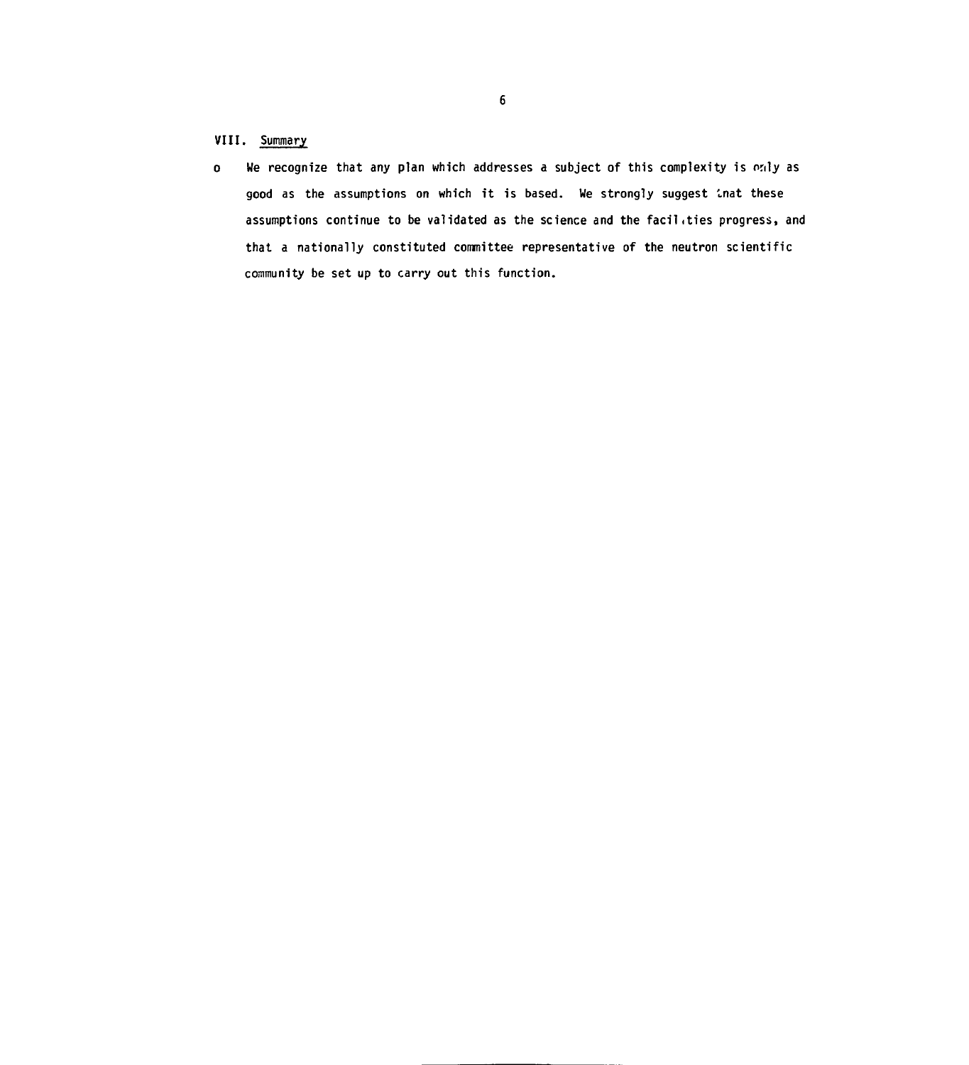## VIII. Summary

- We recognize that any plan which addresses a subject of this complexity is only as good as the assumptions on which it is based. We strongly suggest that these assumptions continue to be validated as the science and the facilities progress, and that a nationally constituted committee representative of the neutron scientific community be set up to carry out this function.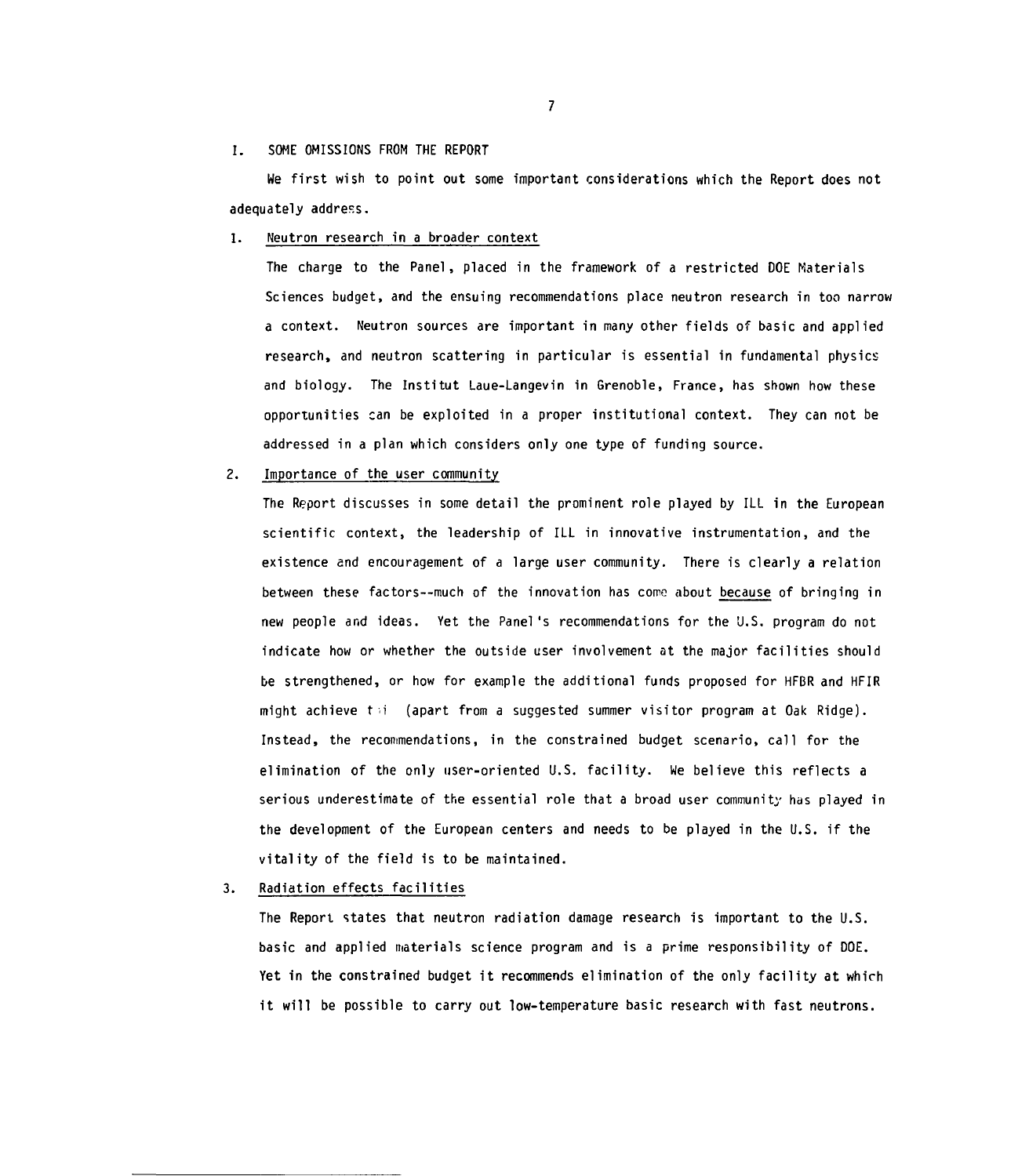# I. SOME OMISSIONS FROM THE REPORT

We first wish to point out some important considerations which the Report does not adequately address.

## 1. Neutron research in a broader context

The charge to the Panel, placed in the framework of a restricted DOE Materials Sciences budget, and the ensuing recommendations place neutron research in too narrow a context. Neutron sources are important in many other fields of basic and applied research, and neutron scattering in particular is essential in fundamental physics and biology. The Institut Laue-Langevin in Grenoble, France, has shown how these opportunities can be exploited in a proper institutional context. They can not be addressed in a plan which considers only one type of funding source.

## 2. Importance of the user community

The Report discusses in some detail the prominent role played by ILL in the European scientific context, the leadership of ILL in innovative instrumentation, and the existence and encouragement of a large user community. There is clearly a relation between these factors--much of the innovation has come about <u>because</u> of bringing in new people and ideas. Yet the Panel's recommendations for the U.S. program do not indicate how or whether the outside user involvement at the major facilities should be strengthened, or how for example the additional funds proposed for HFBR and HFIR might achieve this (apart from a suggested summer visitor program at Oak Ridge). Instead, the recommendations, in the constrained budget scenario, call for the elimination of the only user-oriented U.S. facility. We believe this reflects a serious underestimate of the essential role that a broad user community has played in the development of the European centers and needs to be played in the U.S. if the vitality of the field is to be maintained.

## 3. Radiation effects facilities

The Report states that neutron radiation damage research is important to the U.S. basic and applied materials science program and is a prime responsibility of DOE. Yet in the constrained budget it recommends elimination of the only facility at which it will be possible to carry out low-temperature basic research with fast neutrons.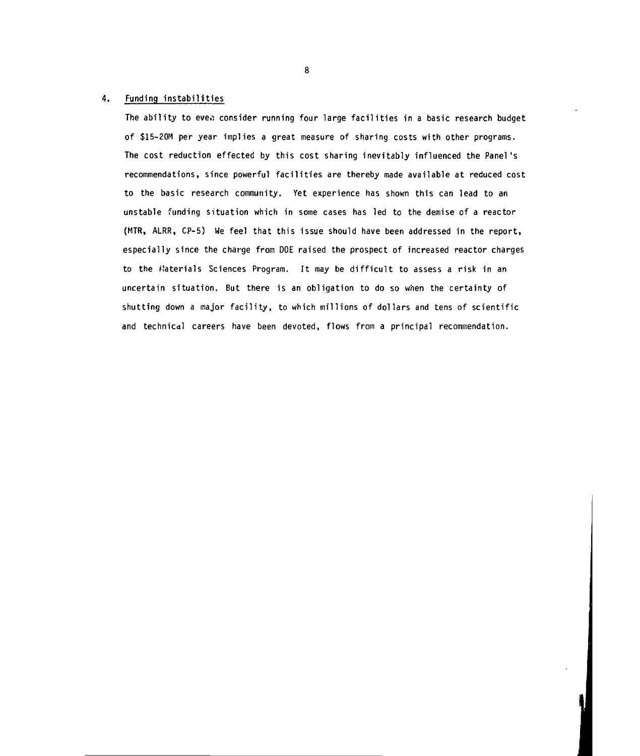4. Funding instabilities

The ability to even consider running four large facilities in a basic research budget of $15-20M per year implies a great measure of sharing costs with other programs. The cost reduction effected by this cost sharing inevitably influenced the Panel's recommendations, since powerful facilities are thereby made available at reduced cost to the basic research community. Yet experience has shown this can lead to an unstable funding situation which in some cases has led to the demise of a reactor (MTR, ALRR, CP-5) We feel that this issue should have been addressed in the report, especially since the charge from DOE raised the prospect of increased reactor charges to the Materials Sciences Program. It may be difficult to assess a risk in an uncertain situation. But there is an obligation to do so when the certainty of shutting down a major facility, to which millions of dollars and tens of scientific and technical careers have been devoted, flows from a principal recommendation.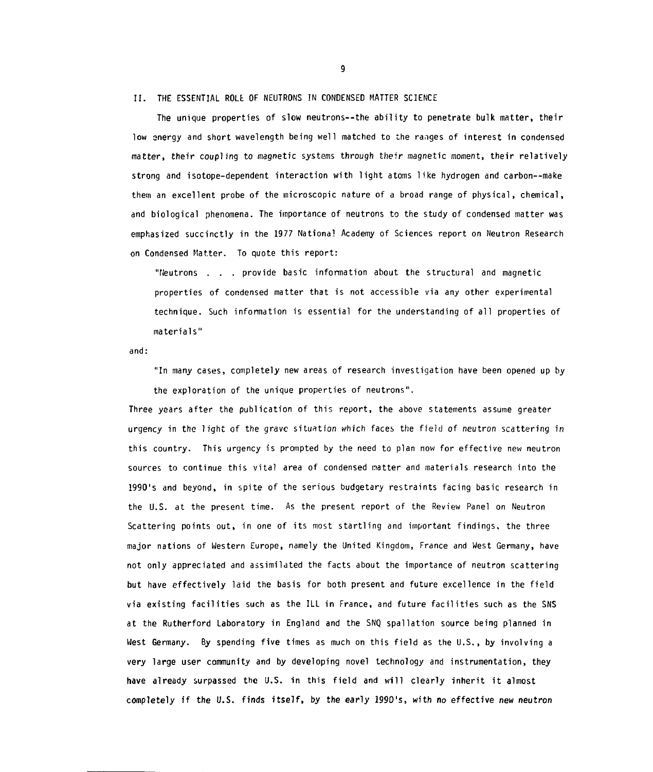## II. THE ESSENTIAL ROLE OF NEUTRONS IN CONDENSED MATTER SCIENCE

The unique properties of slow neutrons--the ability to penetrate bulk matter, their low energy and short wavelength being well matched to the ranges of interest in condensed matter, their coupling to magnetic systems through their magnetic moment, their relatively strong and isotope-dependent interaction with light atoms like hydrogen and carbon--make them an excellent probe of the microscopic nature of a broad range of physical, chemical, and biological phenomena. The importance of neutrons to the study of condensed matter was emphasized succinctly in the 1977 National Academy of Sciences report on Neutron Research on Condensed Matter. To quote this report:

> "Neutrons . . . provide basic information about the structural and magnetic properties of condensed matter that is not accessible via any other experimental technique. Such information is essential for the understanding of all properties of materials"

and:

> "In many cases, completely new areas of research investigation have been opened up by the exploration of the unique properties of neutrons".

Three years after the publication of this report, the above statements assume greater urgency in the light of the grave situation which faces the field of neutron scattering in this country. This urgency is prompted by the need to plan now for effective new neutron sources to continue this vital area of condensed matter and materials research into the 1990's and beyond, in spite of the serious budgetary restraints facing basic research in the U.S. at the present time. As the present report of the Review Panel on Neutron Scattering points out, in one of its most startling and important findings, the three major nations of Western Europe, namely the United Kingdom, France and West Germany, have not only appreciated and assimilated the facts about the importance of neutron scattering but have effectively laid the basis for both present and future excellence in the field via existing facilities such as the ILL in France, and future facilities such as the SNS at the Rutherford Laboratory in England and the SNQ spallation source being planned in West Germany. By spending five times as much on this field as the U.S., by involving a very large user community and by developing novel technology and instrumentation, they have already surpassed the U.S. in this field and will clearly inherit it almost completely if the U.S. finds itself, by the early 1990's, with no effective new neutron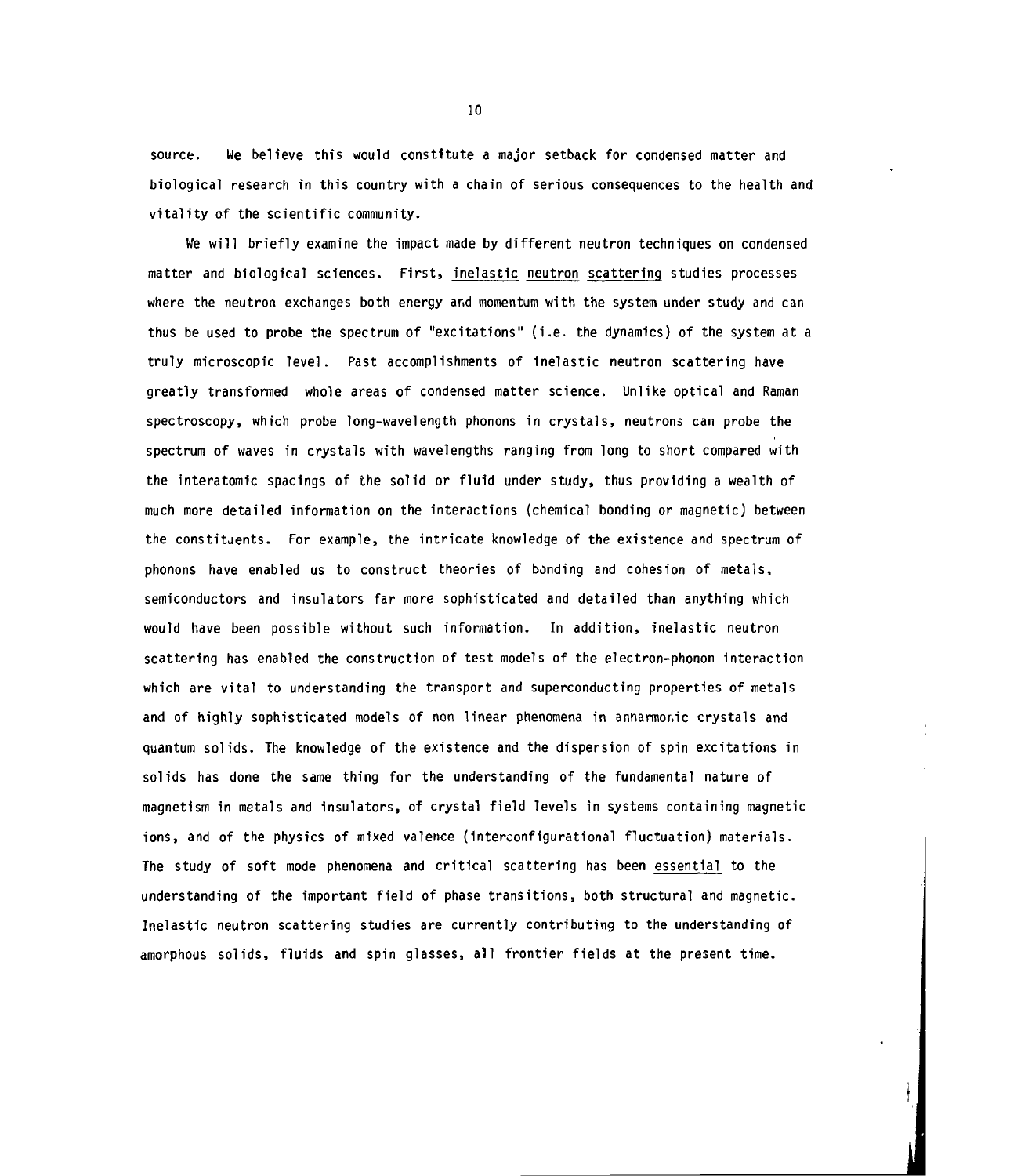source. We believe this would constitute a major setback for condensed matter and biological research in this country with a chain of serious consequences to the health and vitality of the scientific community.

We will briefly examine the impact made by different neutron techniques on condensed matter and biological sciences. First, <u>inelastic neutron scattering</u> studies processes where the neutron exchanges both energy and momentum with the system under study and can thus be used to probe the spectrum of "excitations" (i.e. the dynamics) of the system at a truly microscopic level. Past accomplishments of inelastic neutron scattering have greatly transformed whole areas of condensed matter science. Unlike optical and Raman spectroscopy, which probe long-wavelength phonons in crystals, neutrons can probe the spectrum of waves in crystals with wavelengths ranging from long to short compared with the interatomic spacings of the solid or fluid under study, thus providing a wealth of much more detailed information on the interactions (chemical bonding or magnetic) between the constituents. For example, the intricate knowledge of the existence and spectrum of phonons have enabled us to construct theories of bonding and cohesion of metals, semiconductors and insulators far more sophisticated and detailed than anything which would have been possible without such information. In addition, inelastic neutron scattering has enabled the construction of test models of the electron-phonon interaction which are vital to understanding the transport and superconducting properties of metals and of highly sophisticated models of non linear phenomena in anharmonic crystals and quantum solids. The knowledge of the existence and the dispersion of spin excitations in solids has done the same thing for the understanding of the fundamental nature of magnetism in metals and insulators, of crystal field levels in systems containing magnetic ions, and of the physics of mixed valence (interconfigurational fluctuation) materials. The study of soft mode phenomena and critical scattering has been <u>essential</u> to the understanding of the important field of phase transitions, both structural and magnetic. Inelastic neutron scattering studies are currently contributing to the understanding of amorphous solids, fluids and spin glasses, all frontier fields at the present time.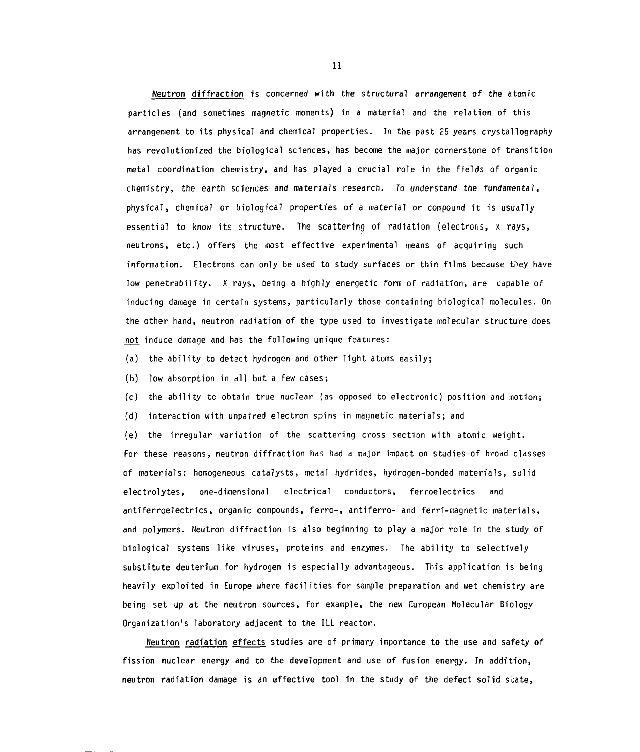Neutron diffraction is concerned with the structural arrangement of the atomic particles (and sometimes magnetic moments) in a material and the relation of this arrangement to its physical and chemical properties. In the past 25 years crystallography has revolutionized the biological sciences, has become the major cornerstone of transition metal coordination chemistry, and has played a crucial role in the fields of organic chemistry, the earth sciences and materials research. To understand the fundamental, physical, chemical or biological properties of a material or compound it is usually essential to know its structure. The scattering of radiation (electrons, x rays, neutrons, etc.) offers the most effective experimental means of acquiring such information. Electrons can only be used to study surfaces or thin films because they have low penetrability. X rays, being a highly energetic form of radiation, are capable of inducing damage in certain systems, particularly those containing biological molecules. On the other hand, neutron radiation of the type used to investigate molecular structure does not induce damage and has the following unique features:

(a) the ability to detect hydrogen and other light atoms easily;

(b) low absorption in all but a few cases;

(c) the ability to obtain true nuclear (as opposed to electronic) position and motion;

(d) interaction with unpaired electron spins in magnetic materials; and

(e) the irregular variation of the scattering cross section with atomic weight.

For these reasons, neutron diffraction has had a major impact on studies of broad classes of materials: homogeneous catalysts, metal hydrides, hydrogen-bonded materials, solid electrolytes, one-dimensional electrical conductors, ferroelectrics and antiferroelectrics, organic compounds, ferro-, antiferro- and ferri-magnetic materials, and polymers. Neutron diffraction is also beginning to play a major role in the study of biological systems like viruses, proteins and enzymes. The ability to selectively substitute deuterium for hydrogen is especially advantageous. This application is being heavily exploited in Europe where facilities for sample preparation and wet chemistry are being set up at the neutron sources, for example, the new European Molecular Biology Organization's laboratory adjacent to the ILL reactor.

Neutron radiation effects studies are of primary importance to the use and safety of fission nuclear energy and to the development and use of fusion energy. In addition, neutron radiation damage is an effective tool in the study of the defect solid state,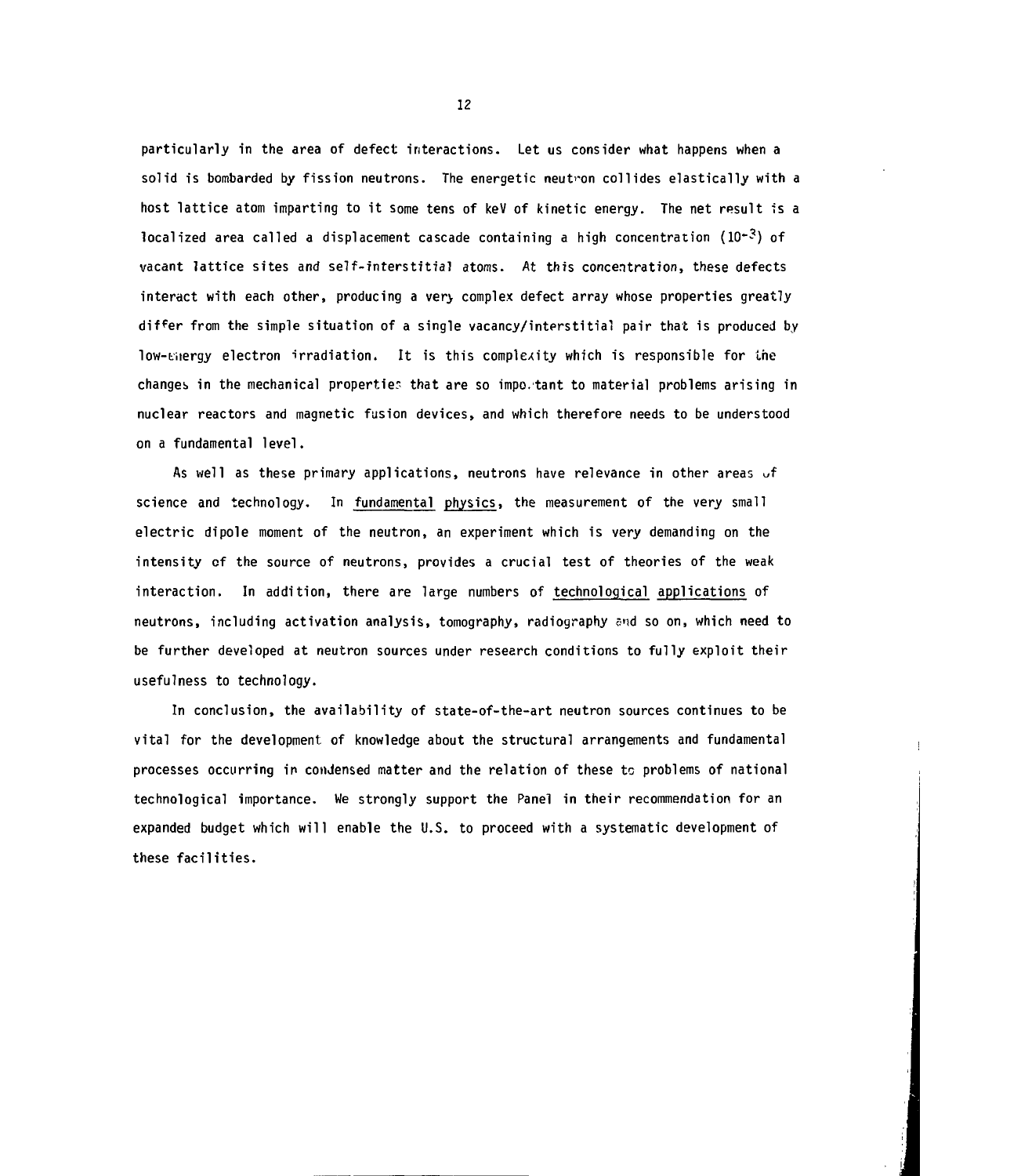particularly in the area of defect interactions. Let us consider what happens when a solid is bombarded by fission neutrons. The energetic neutron collides elastically with a host lattice atom imparting to it some tens of keV of kinetic energy. The net result is a localized area called a displacement cascade containing a high concentration ($10^{-3}$) of vacant lattice sites and self-interstitial atoms. At this concentration, these defects interact with each other, producing a very complex defect array whose properties greatly differ from the simple situation of a single vacancy/interstitial pair that is produced by low-energy electron irradiation. It is this complexity which is responsible for the changes in the mechanical properties that are so important to material problems arising in nuclear reactors and magnetic fusion devices, and which therefore needs to be understood on a fundamental level.

As well as these primary applications, neutrons have relevance in other areas of science and technology. In fundamental physics, the measurement of the very small electric dipole moment of the neutron, an experiment which is very demanding on the intensity of the source of neutrons, provides a crucial test of theories of the weak interaction. In addition, there are large numbers of technological applications of neutrons, including activation analysis, tomography, radiography and so on, which need to be further developed at neutron sources under research conditions to fully exploit their usefulness to technology.

In conclusion, the availability of state-of-the-art neutron sources continues to be vital for the development of knowledge about the structural arrangements and fundamental processes occurring in condensed matter and the relation of these to problems of national technological importance. We strongly support the Panel in their recommendation for an expanded budget which will enable the U.S. to proceed with a systematic development of these facilities.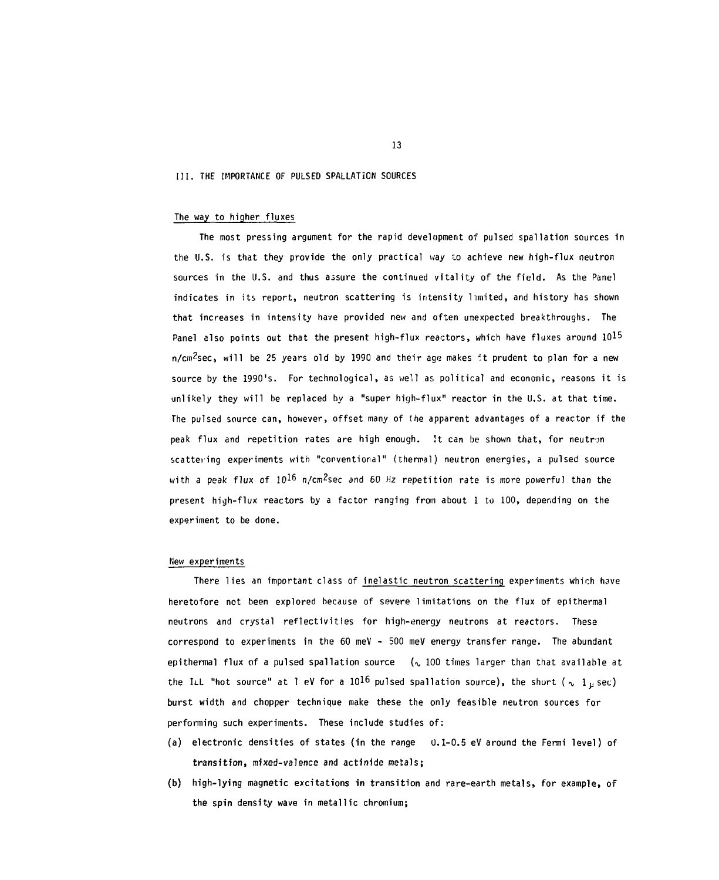## III. THE IMPORTANCE OF PULSED SPALLATION SOURCES

### The way to higher fluxes

The most pressing argument for the rapid development of pulsed spallation sources in the U.S. is that they provide the only practical way to achieve new high-flux neutron sources in the U.S. and thus assure the continued vitality of the field. As the Panel indicates in its report, neutron scattering is intensity limited, and history has shown that increases in intensity have provided new and often unexpected breakthroughs. The Panel also points out that the present high-flux reactors, which have fluxes around $10^{15}$ n/cm$^2$sec, will be 25 years old by 1990 and their age makes it prudent to plan for a new source by the 1990's. For technological, as well as political and economic, reasons it is unlikely they will be replaced by a "super high-flux" reactor in the U.S. at that time. The pulsed source can, however, offset many of the apparent advantages of a reactor if the peak flux and repetition rates are high enough. It can be shown that, for neutron scattering experiments with "conventional" (thermal) neutron energies, a pulsed source with a peak flux of $10^{16}$ n/cm$^2$sec and 60 Hz repetition rate is more powerful than the present high-flux reactors by a factor ranging from about 1 to 100, depending on the experiment to be done.

### New experiments

There lies an important class of inelastic neutron scattering experiments which have heretofore not been explored because of severe limitations on the flux of epithermal neutrons and crystal reflectivities for high-energy neutrons at reactors. These correspond to experiments in the 60 meV - 500 meV energy transfer range. The abundant epithermal flux of a pulsed spallation source ($\sim$ 100 times larger than that available at the ILL "hot source" at 1 eV for a $10^{16}$ pulsed spallation source), the short ($\sim$ 1 $\mu$ sec) burst width and chopper technique make these the only feasible neutron sources for performing such experiments. These include studies of:

(a) electronic densities of states (in the range 0.1-0.5 eV around the Fermi level) of transition, mixed-valence and actinide metals;

(b) high-lying magnetic excitations in transition and rare-earth metals, for example, of the spin density wave in metallic chromium;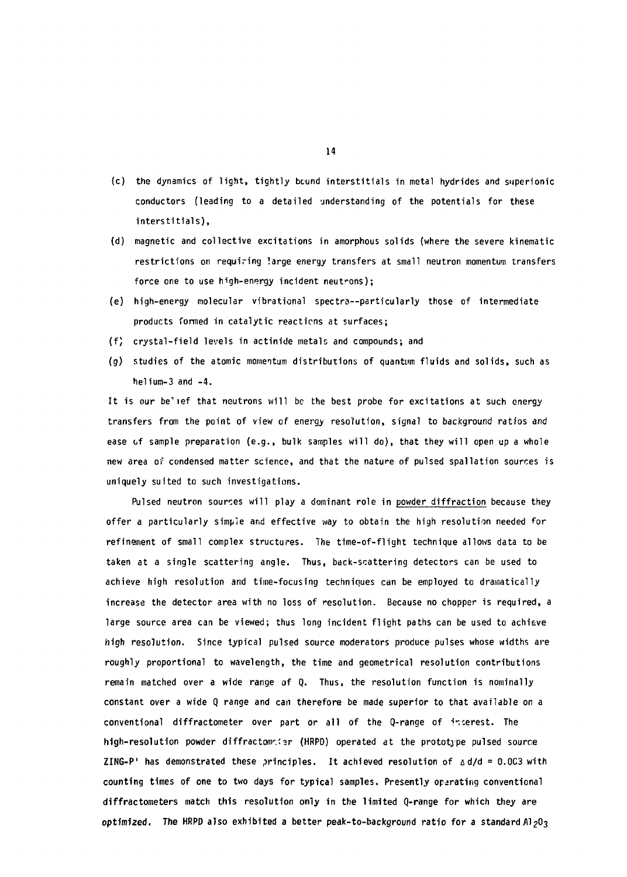(c) the dynamics of light, tightly bound interstitials in metal hydrides and superionic conductors (leading to a detailed understanding of the potentials for these interstitials),

(d) magnetic and collective excitations in amorphous solids (where the severe kinematic restrictions on requiring large energy transfers at small neutron momentum transfers force one to use high-energy incident neutrons);

(e) high-energy molecular vibrational spectra--particularly those of intermediate products formed in catalytic reactions at surfaces;

(f) crystal-field levels in actinide metals and compounds; and

(g) studies of the atomic momentum distributions of quantum fluids and solids, such as helium-3 and -4.

It is our belief that neutrons will be the best probe for excitations at such energy transfers from the point of view of energy resolution, signal to background ratios and ease of sample preparation (e.g., bulk samples will do), that they will open up a whole new area of condensed matter science, and that the nature of pulsed spallation sources is uniquely suited to such investigations.

Pulsed neutron sources will play a dominant role in <u>powder diffraction</u> because they offer a particularly simple and effective way to obtain the high resolution needed for refinement of small complex structures. The time-of-flight technique allows data to be taken at a single scattering angle. Thus, back-scattering detectors can be used to achieve high resolution and time-focusing techniques can be employed to dramatically increase the detector area with no loss of resolution. Because no chopper is required, a large source area can be viewed; thus long incident flight paths can be used to achieve high resolution. Since typical pulsed source moderators produce pulses whose widths are roughly proportional to wavelength, the time and geometrical resolution contributions remain matched over a wide range of Q. Thus, the resolution function is nominally constant over a wide Q range and can therefore be made superior to that available on a conventional diffractometer over part or all of the Q-range of interest. The high-resolution powder diffractometer (HRPD) operated at the prototype pulsed source ZING-P' has demonstrated these principles. It achieved resolution of $\Delta d/d = 0.003$ with counting times of one to two days for typical samples. Presently operating conventional diffractometers match this resolution only in the limited Q-range for which they are optimized. The HRPD also exhibited a better peak-to-background ratio for a standard $Al_2O_3$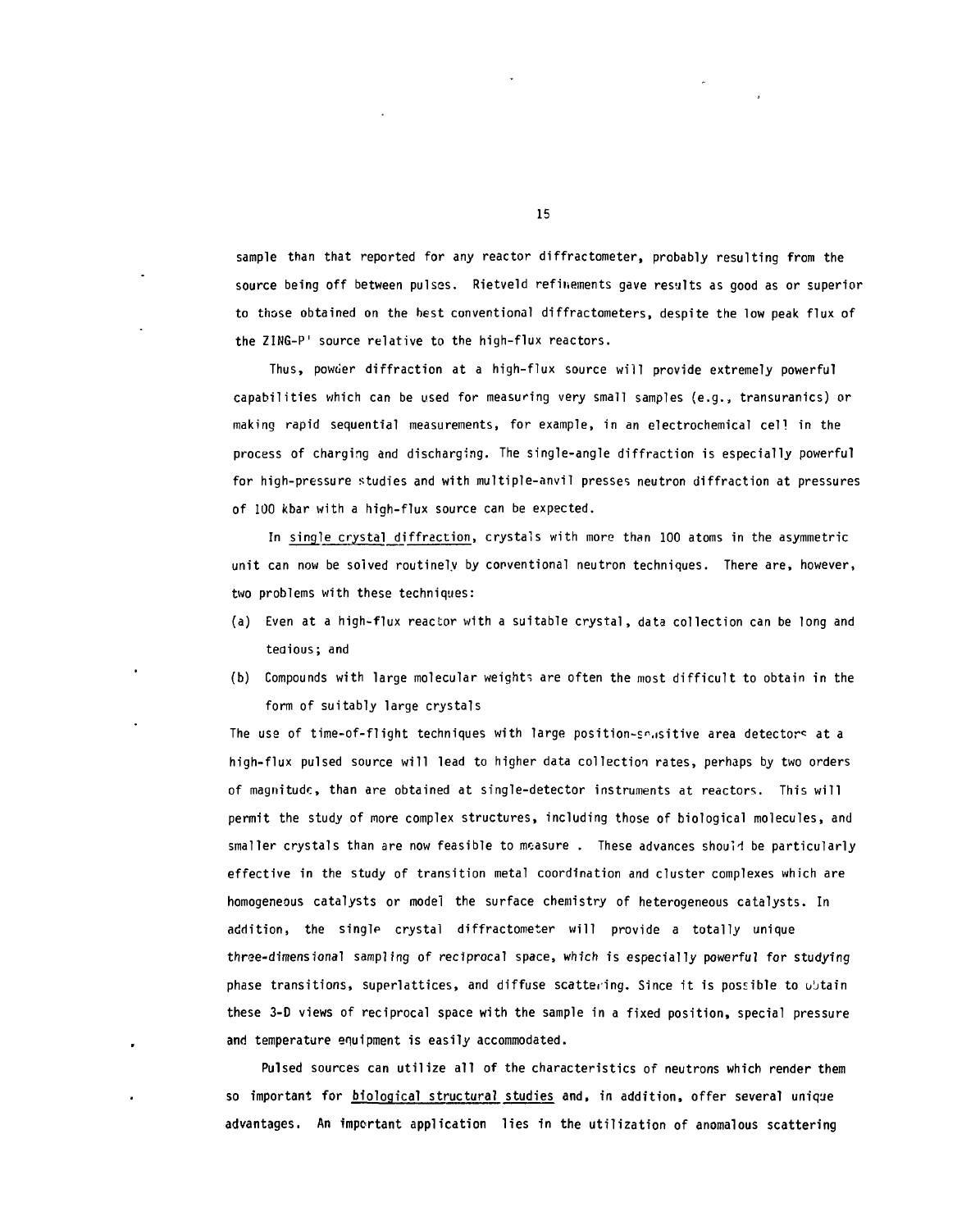sample than that reported for any reactor diffractometer, probably resulting from the source being off between pulses. Rietveld refinements gave results as good as or superior to those obtained on the best conventional diffractometers, despite the low peak flux of the ZING-P' source relative to the high-flux reactors.

Thus, powder diffraction at a high-flux source will provide extremely powerful capabilities which can be used for measuring very small samples (e.g., transuranics) or making rapid sequential measurements, for example, in an electrochemical cell in the process of charging and discharging. The single-angle diffraction is especially powerful for high-pressure studies and with multiple-anvil presses neutron diffraction at pressures of 100 kbar with a high-flux source can be expected.

In single crystal diffraction, crystals with more than 100 atoms in the asymmetric unit can now be solved routinely by conventional neutron techniques. There are, however, two problems with these techniques:

(a) Even at a high-flux reactor with a suitable crystal, data collection can be long and tedious; and

(b) Compounds with large molecular weights are often the most difficult to obtain in the form of suitably large crystals

The use of time-of-flight techniques with large position-sensitive area detectors at a high-flux pulsed source will lead to higher data collection rates, perhaps by two orders of magnitude, than are obtained at single-detector instruments at reactors. This will permit the study of more complex structures, including those of biological molecules, and smaller crystals than are now feasible to measure . These advances should be particularly effective in the study of transition metal coordination and cluster complexes which are homogeneous catalysts or model the surface chemistry of heterogeneous catalysts. In addition, the single crystal diffractometer will provide a totally unique three-dimensional sampling of reciprocal space, which is especially powerful for studying phase transitions, superlattices, and diffuse scattering. Since it is possible to obtain these 3-D views of reciprocal space with the sample in a fixed position, special pressure and temperature equipment is easily accommodated.

Pulsed sources can utilize all of the characteristics of neutrons which render them so important for biological structural studies and, in addition, offer several unique advantages. An important application lies in the utilization of anomalous scattering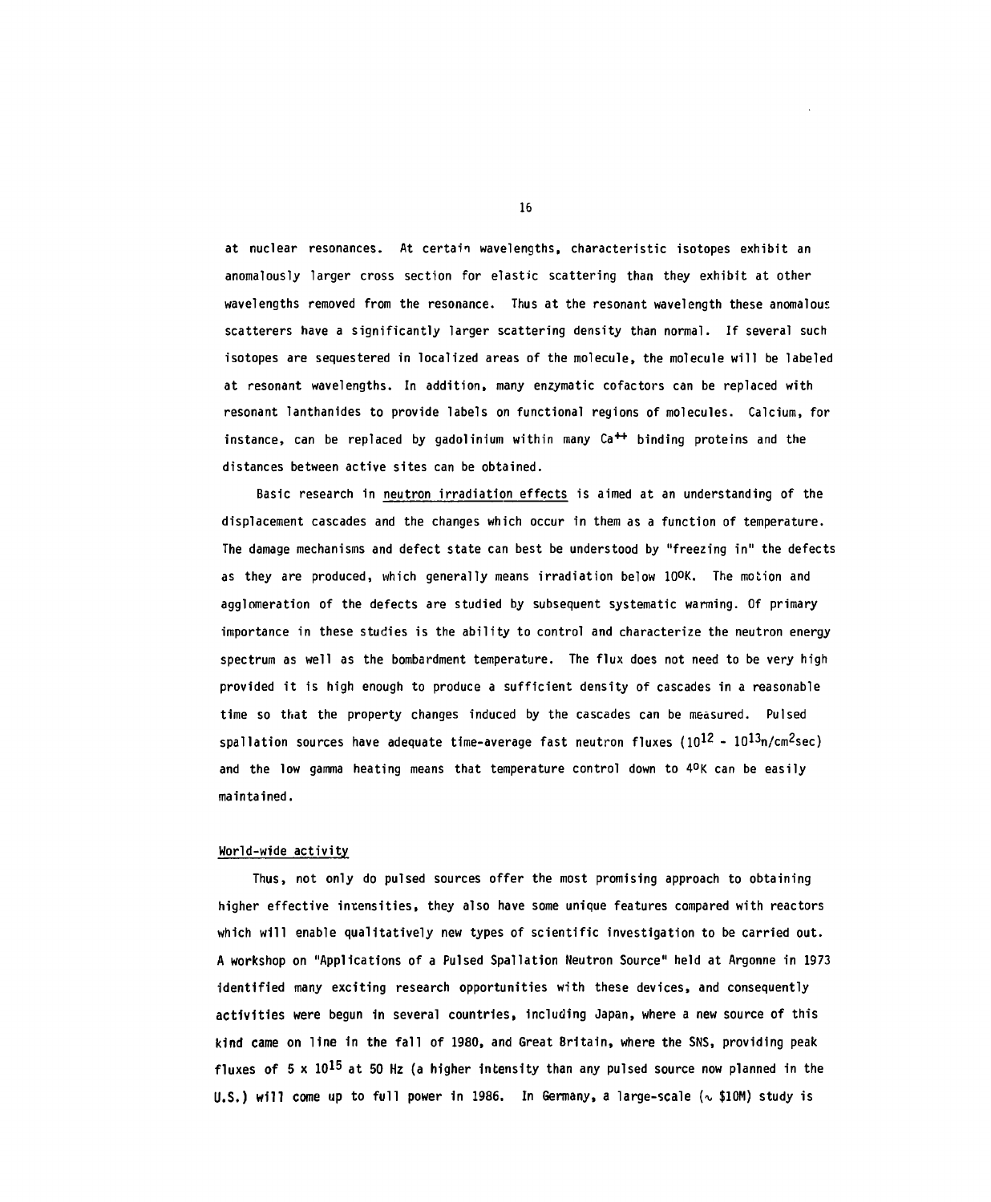at nuclear resonances. At certain wavelengths, characteristic isotopes exhibit an anomalously larger cross section for elastic scattering than they exhibit at other wavelengths removed from the resonance. Thus at the resonant wavelength these anomalous scatterers have a significantly larger scattering density than normal. If several such isotopes are sequestered in localized areas of the molecule, the molecule will be labeled at resonant wavelengths. In addition, many enzymatic cofactors can be replaced with resonant lanthanides to provide labels on functional regions of molecules. Calcium, for instance, can be replaced by gadolinium within many $Ca^{++}$ binding proteins and the distances between active sites can be obtained.

Basic research in neutron irradiation effects is aimed at an understanding of the displacement cascades and the changes which occur in them as a function of temperature. The damage mechanisms and defect state can best be understood by "freezing in" the defects as they are produced, which generally means irradiation below 10°K. The motion and agglomeration of the defects are studied by subsequent systematic warming. Of primary importance in these studies is the ability to control and characterize the neutron energy spectrum as well as the bombardment temperature. The flux does not need to be very high provided it is high enough to produce a sufficient density of cascades in a reasonable time so that the property changes induced by the cascades can be measured. Pulsed spallation sources have adequate time-average fast neutron fluxes ($10^{12}$ - $10^{13}$n/cm$^2$sec) and the low gamma heating means that temperature control down to 4°K can be easily maintained.

## World-wide activity

Thus, not only do pulsed sources offer the most promising approach to obtaining higher effective intensities, they also have some unique features compared with reactors which will enable qualitatively new types of scientific investigation to be carried out. A workshop on "Applications of a Pulsed Spallation Neutron Source" held at Argonne in 1973 identified many exciting research opportunities with these devices, and consequently activities were begun in several countries, including Japan, where a new source of this kind came on line in the fall of 1980, and Great Britain, where the SNS, providing peak fluxes of $5 \times 10^{15}$ at 50 Hz (a higher intensity than any pulsed source now planned in the U.S.) will come up to full power in 1986. In Germany, a large-scale ($\sim$ \$10M) study is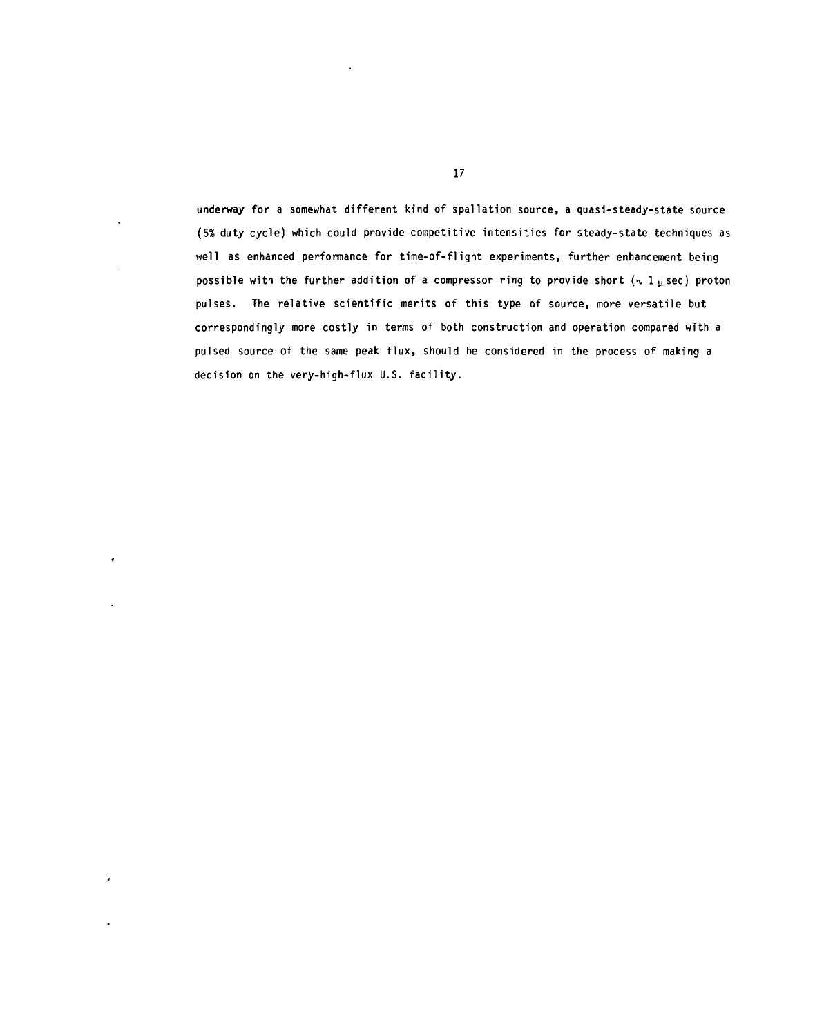underway for a somewhat different kind of spallation source, a quasi-steady-state source (5% duty cycle) which could provide competitive intensities for steady-state techniques as well as enhanced performance for time-of-flight experiments, further enhancement being possible with the further addition of a compressor ring to provide short ($\sim 1\,\mu$sec) proton pulses. The relative scientific merits of this type of source, more versatile but correspondingly more costly in terms of both construction and operation compared with a pulsed source of the same peak flux, should be considered in the process of making a decision on the very-high-flux U.S. facility.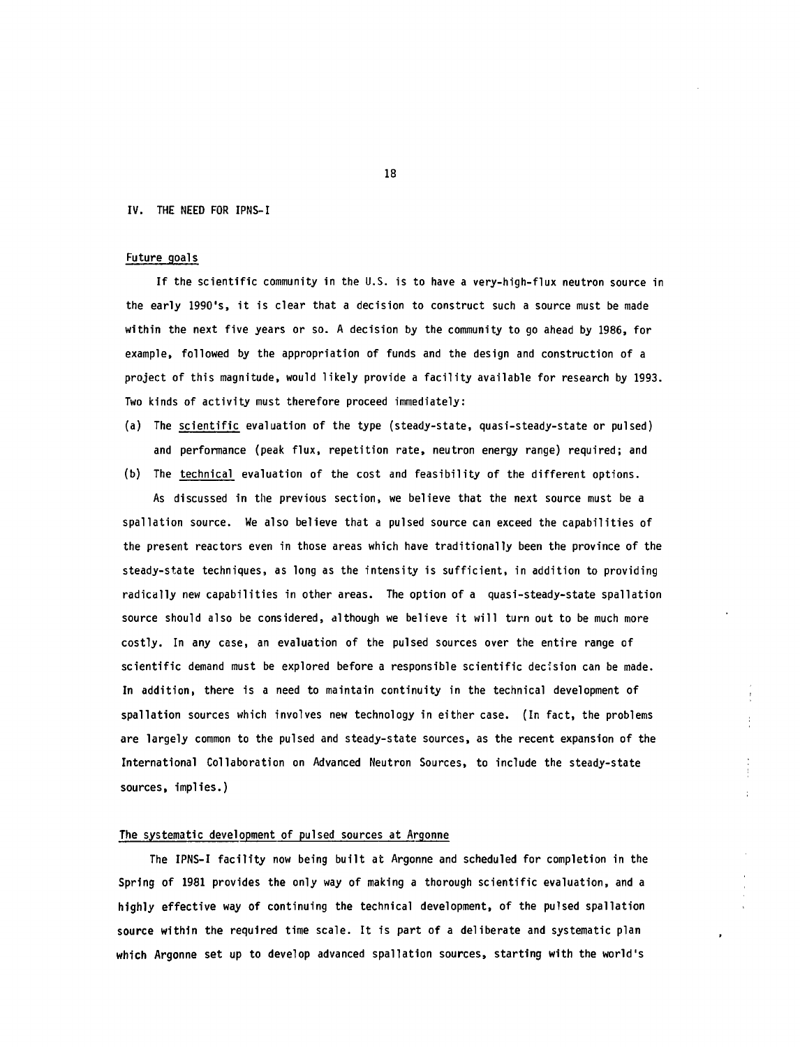## IV. THE NEED FOR IPNS-I

### Future goals

If the scientific community in the U.S. is to have a very-high-flux neutron source in the early 1990's, it is clear that a decision to construct such a source must be made within the next five years or so. A decision by the community to go ahead by 1986, for example, followed by the appropriation of funds and the design and construction of a project of this magnitude, would likely provide a facility available for research by 1993. Two kinds of activity must therefore proceed immediately:

(a) The scientific evaluation of the type (steady-state, quasi-steady-state or pulsed) and performance (peak flux, repetition rate, neutron energy range) required; and

(b) The technical evaluation of the cost and feasibility of the different options.

As discussed in the previous section, we believe that the next source must be a spallation source. We also believe that a pulsed source can exceed the capabilities of the present reactors even in those areas which have traditionally been the province of the steady-state techniques, as long as the intensity is sufficient, in addition to providing radically new capabilities in other areas. The option of a quasi-steady-state spallation source should also be considered, although we believe it will turn out to be much more costly. In any case, an evaluation of the pulsed sources over the entire range of scientific demand must be explored before a responsible scientific decision can be made. In addition, there is a need to maintain continuity in the technical development of spallation sources which involves new technology in either case. (In fact, the problems are largely common to the pulsed and steady-state sources, as the recent expansion of the International Collaboration on Advanced Neutron Sources, to include the steady-state sources, implies.)

### The systematic development of pulsed sources at Argonne

The IPNS-I facility now being built at Argonne and scheduled for completion in the Spring of 1981 provides the only way of making a thorough scientific evaluation, and a highly effective way of continuing the technical development, of the pulsed spallation source within the required time scale. It is part of a deliberate and systematic plan which Argonne set up to develop advanced spallation sources, starting with the world's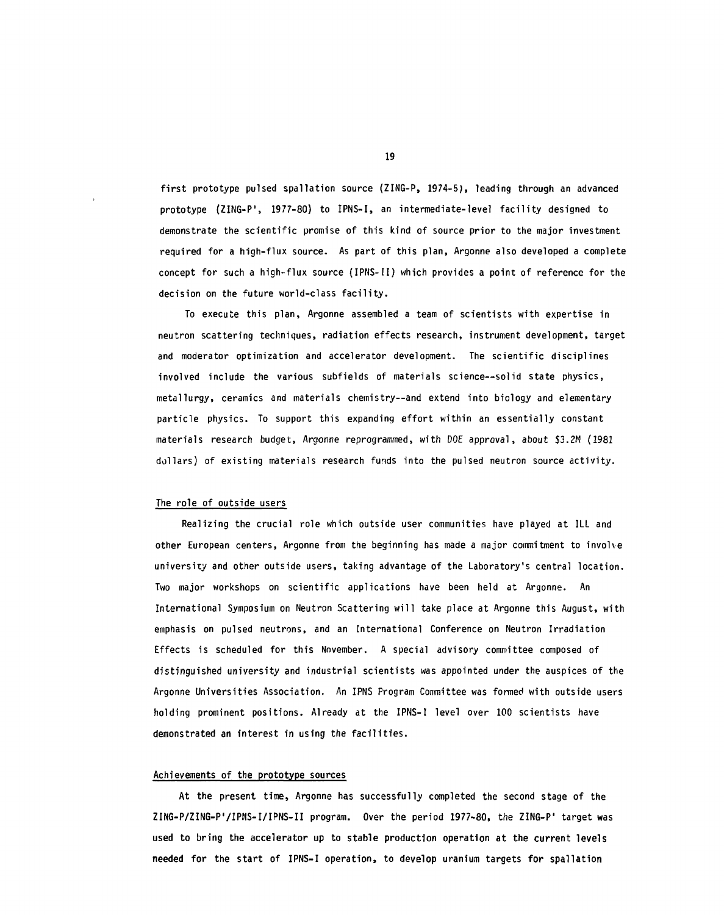first prototype pulsed spallation source (ZING-P, 1974-5), leading through an advanced prototype (ZING-P', 1977-80) to IPNS-I, an intermediate-level facility designed to demonstrate the scientific promise of this kind of source prior to the major investment required for a high-flux source. As part of this plan, Argonne also developed a complete concept for such a high-flux source (IPNS-II) which provides a point of reference for the decision on the future world-class facility.

To execute this plan, Argonne assembled a team of scientists with expertise in neutron scattering techniques, radiation effects research, instrument development, target and moderator optimization and accelerator development. The scientific disciplines involved include the various subfields of materials science--solid state physics, metallurgy, ceramics and materials chemistry--and extend into biology and elementary particle physics. To support this expanding effort within an essentially constant materials research budget, *Argonne reprogrammed, with DOE approval, about $3.2M (1981 dollars)* of existing materials research funds into the pulsed neutron source activity.

## The role of outside users

Realizing the crucial role which outside user communities have played at ILL and other European centers, Argonne from the beginning has made a major commitment to involve university and other outside users, taking advantage of the Laboratory's central location. Two major workshops on scientific applications have been held at Argonne. An International Symposium on Neutron Scattering will take place at Argonne this August, with emphasis on pulsed neutrons, and an International Conference on Neutron Irradiation Effects is scheduled for this November. A special advisory committee composed of distinguished university and industrial scientists was appointed under the auspices of the Argonne Universities Association. An IPNS Program Committee was formed with outside users holding prominent positions. Already at the IPNS-I level over 100 scientists have demonstrated an interest in using the facilities.

## Achievements of the prototype sources

**At the present time, Argonne has successfully completed the second stage of the ZING-P/ZING-P'/IPNS-I/IPNS-II program. Over the period 1977-80, the ZING-P' target was used to bring the accelerator up to stable production operation at the current levels needed for the start of IPNS-I operation, to develop uranium targets for spallation**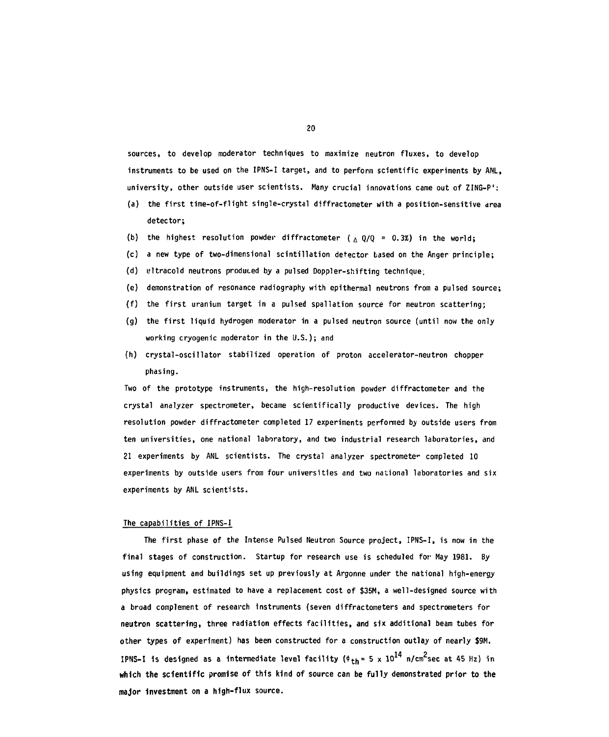sources, to develop moderator techniques to maximize neutron fluxes, to develop instruments to be used on the IPNS-I target, and to perform scientific experiments by ANL, university, other outside user scientists. Many crucial innovations came out of ZING-P':

(a) the first time-of-flight single-crystal diffractometer with a position-sensitive area detector;

(b) the highest resolution powder diffractometer ($\Delta Q/Q = 0.3\%$) in the world;

(c) a new type of two-dimensional scintillation detector based on the Anger principle;

(d) ultracold neutrons produced by a pulsed Doppler-shifting technique;

(e) demonstration of resonance radiography with epithermal neutrons from a pulsed source;

(f) the first uranium target in a pulsed spallation source for neutron scattering;

(g) the first liquid hydrogen moderator in a pulsed neutron source (until now the only working cryogenic moderator in the U.S.); and

(h) crystal-oscillator stabilized operation of proton accelerator-neutron chopper phasing.

Two of the prototype instruments, the high-resolution powder diffractometer and the crystal analyzer spectrometer, became scientifically productive devices. The high resolution powder diffractometer completed 17 experiments performed by outside users from ten universities, one national laboratory, and two industrial research laboratories, and 21 experiments by ANL scientists. The crystal analyzer spectrometer completed 10 experiments by outside users from four universities and two national laboratories and six experiments by ANL scientists.

## The capabilities of IPNS-I

The first phase of the Intense Pulsed Neutron Source project, IPNS-I, is now in the final stages of construction. Startup for research use is scheduled for May 1981. By using equipment and buildings set up previously at Argonne under the national high-energy physics program, estimated to have a replacement cost of \$35M, a well-designed source with a broad complement of research instruments (seven diffractometers and spectrometers for neutron scattering, three radiation effects facilities, and six additional beam tubes for other types of experiment) has been constructed for a construction outlay of nearly \$9M. IPNS-I is designed as a intermediate level facility ($\phi_{th} = 5 \times 10^{14}$ n/cm$^2$sec at 45 Hz) in which the scientific promise of this kind of source can be fully demonstrated prior to the major investment on a high-flux source.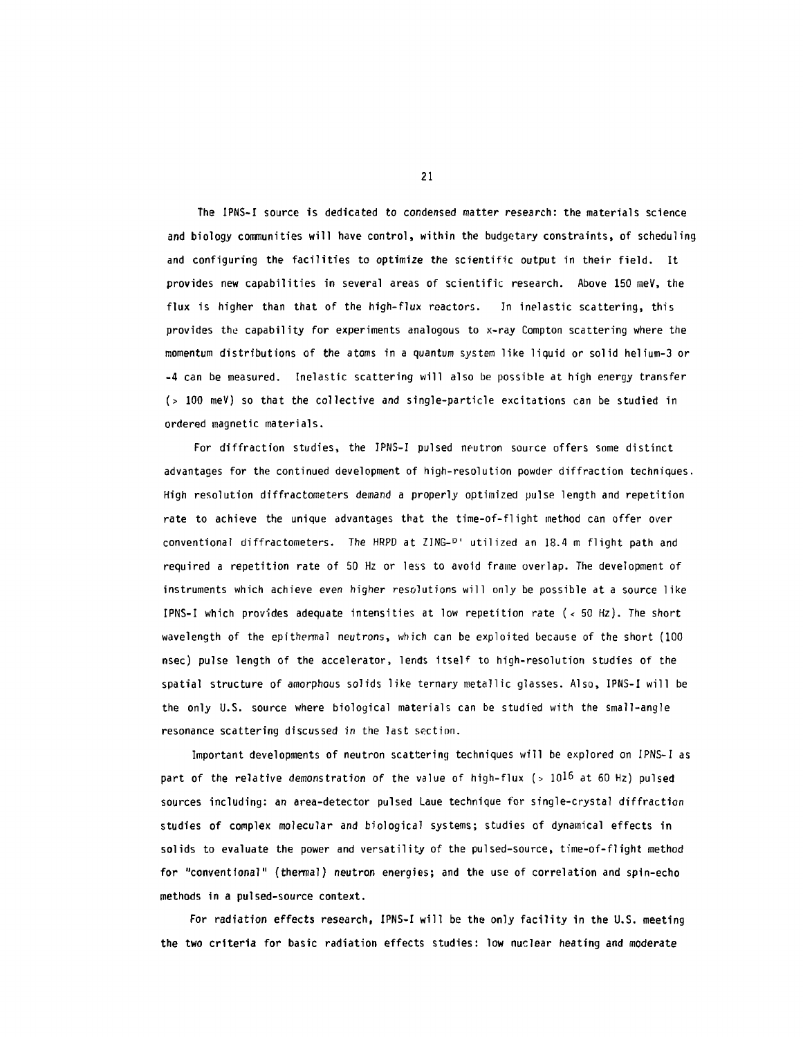The IPNS-I source is dedicated to condensed matter research: the materials science and biology communities will have control, within the budgetary constraints, of scheduling and configuring the facilities to optimize the scientific output in their field. It provides new capabilities in several areas of scientific research. Above 150 meV, the flux is higher than that of the high-flux reactors. In inelastic scattering, this provides the capability for experiments analogous to x-ray Compton scattering where the momentum distributions of the atoms in a quantum system like liquid or solid helium-3 or -4 can be measured. Inelastic scattering will also be possible at high energy transfer (> 100 meV) so that the collective and single-particle excitations can be studied in ordered magnetic materials.

For diffraction studies, the IPNS-I pulsed neutron source offers some distinct advantages for the continued development of high-resolution powder diffraction techniques. High resolution diffractometers demand a properly optimized pulse length and repetition rate to achieve the unique advantages that the time-of-flight method can offer over conventional diffractometers. The HRPD at ZING-P' utilized an 18.4 m flight path and required a repetition rate of 50 Hz or less to avoid frame overlap. The development of instruments which achieve even higher resolutions will only be possible at a source like IPNS-I which provides adequate intensities at low repetition rate (< 50 Hz). The short wavelength of the epithermal neutrons, which can be exploited because of the short (100 nsec) pulse length of the accelerator, lends itself to high-resolution studies of the spatial structure of amorphous solids like ternary metallic glasses. Also, IPNS-I will be the only U.S. source where biological materials can be studied with the small-angle resonance scattering discussed in the last section.

Important developments of neutron scattering techniques will be explored on IPNS-I as part of the relative demonstration of the value of high-flux (> $10^{16}$ at 60 Hz) pulsed sources including: an area-detector pulsed Laue technique for single-crystal diffraction studies of complex molecular and biological systems; studies of dynamical effects in solids to evaluate the power and versatility of the pulsed-source, time-of-flight method for "conventional" (thermal) neutron energies; and the use of correlation and spin-echo methods in a pulsed-source context.

For radiation effects research, IPNS-I will be the only facility in the U.S. meeting the two criteria for basic radiation effects studies: low nuclear heating and moderate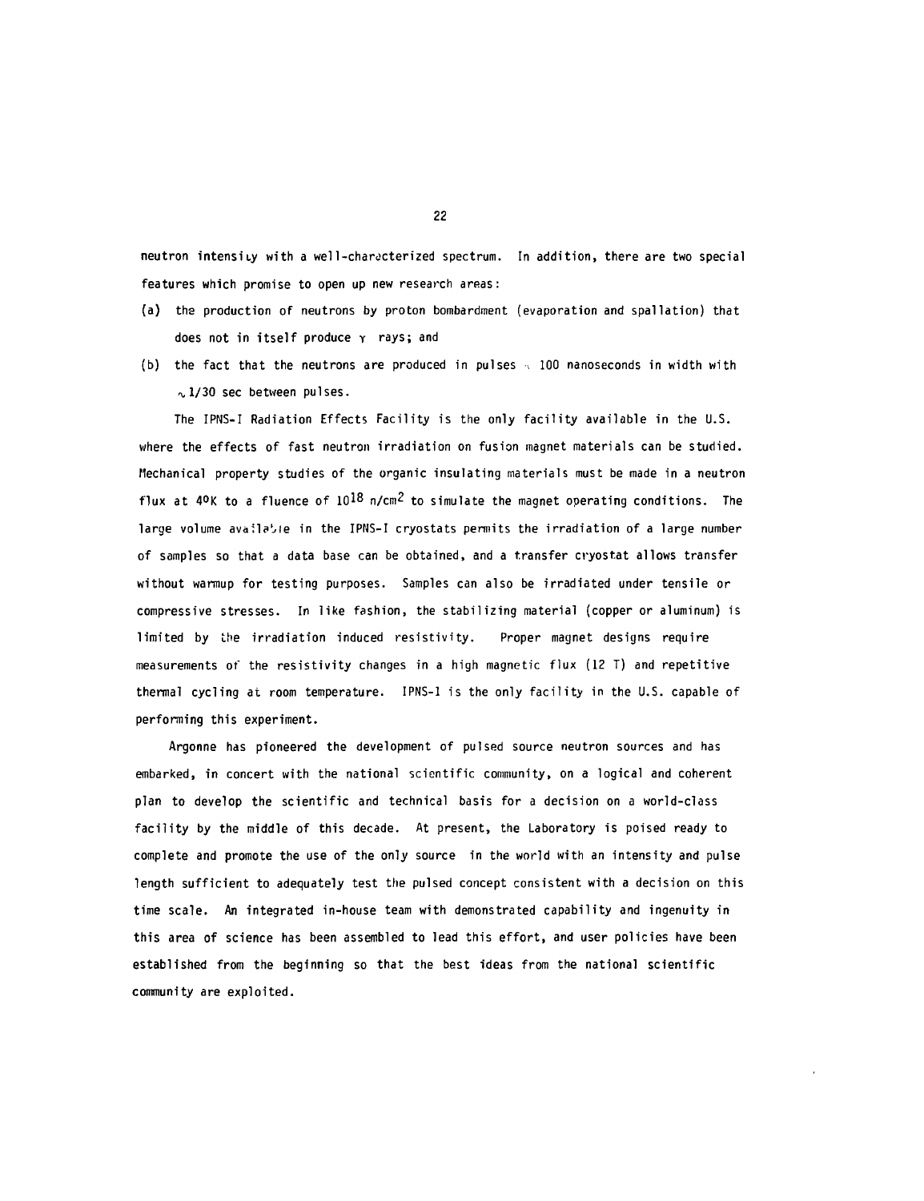neutron intensity with a well-characterized spectrum. In addition, there are two special features which promise to open up new research areas:

(a) the production of neutrons by proton bombardment (evaporation and spallation) that does not in itself produce $\gamma$ rays; and

(b) the fact that the neutrons are produced in pulses $\sim$ 100 nanoseconds in width with $\sim$1/30 sec between pulses.

The IPNS-I Radiation Effects Facility is the only facility available in the U.S. where the effects of fast neutron irradiation on fusion magnet materials can be studied. Mechanical property studies of the organic insulating materials must be made in a neutron flux at $4^{o}K$ to a fluence of $10^{18}$ n/cm$^2$ to simulate the magnet operating conditions. The large volume available in the IPNS-I cryostats permits the irradiation of a large number of samples so that a data base can be obtained, and a transfer cryostat allows transfer without warmup for testing purposes. Samples can also be irradiated under tensile or compressive stresses. In like fashion, the stabilizing material (copper or aluminum) is limited by the irradiation induced resistivity. Proper magnet designs require measurements of the resistivity changes in a high magnetic flux (12 T) and repetitive thermal cycling at room temperature. IPNS-I is the only facility in the U.S. capable of performing this experiment.

Argonne has pioneered the development of pulsed source neutron sources and has embarked, in concert with the national scientific community, on a logical and coherent plan to develop the scientific and technical basis for a decision on a world-class facility by the middle of this decade. At present, the Laboratory is poised ready to complete and promote the use of the only source in the world with an intensity and pulse length sufficient to adequately test the pulsed concept consistent with a decision on this time scale. An integrated in-house team with demonstrated capability and ingenuity in this area of science has been assembled to lead this effort, and user policies have been established from the beginning so that the best ideas from the national scientific community are exploited.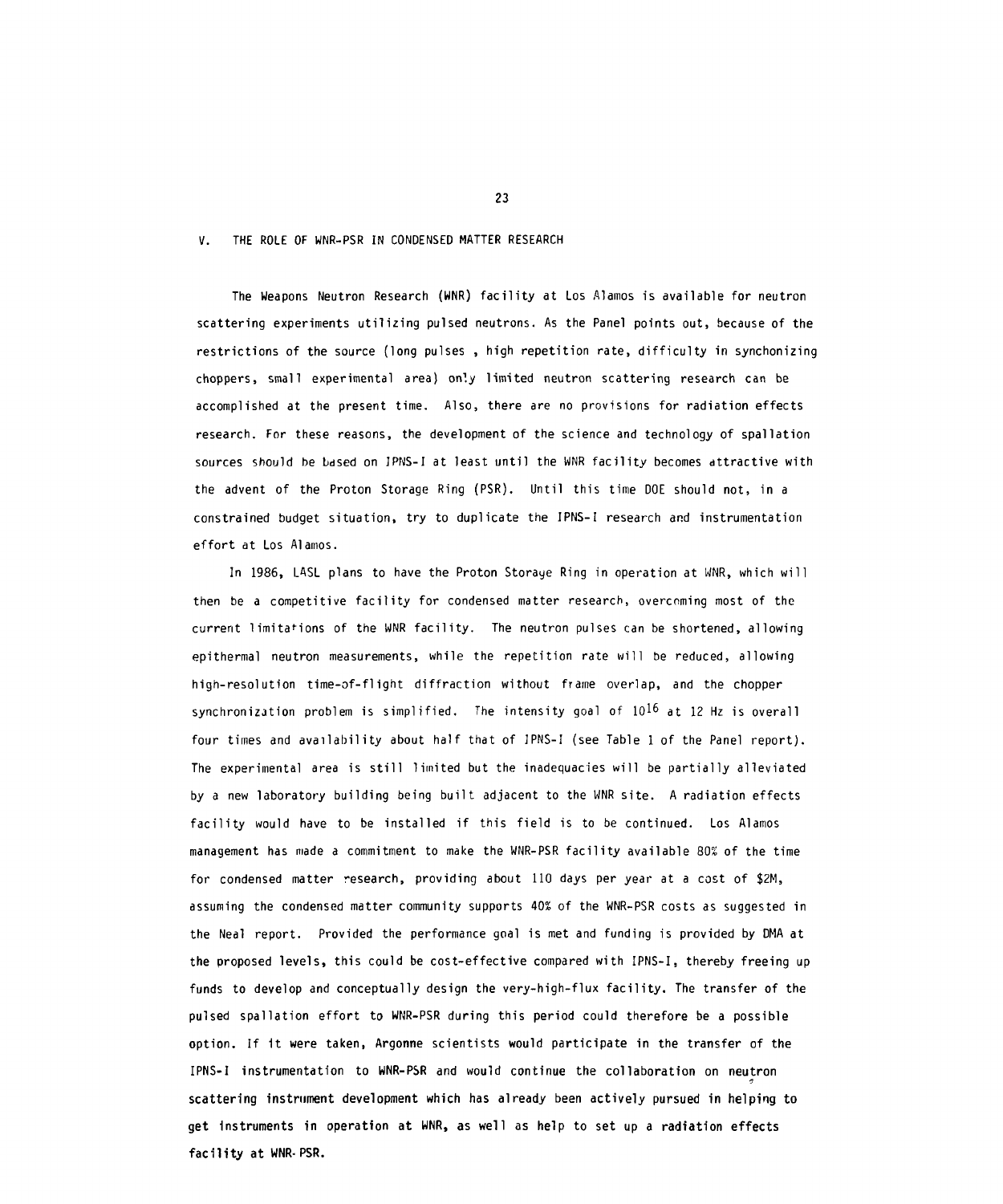## V. THE ROLE OF WNR-PSR IN CONDENSED MATTER RESEARCH

The Weapons Neutron Research (WNR) facility at Los Alamos is available for neutron scattering experiments utilizing pulsed neutrons. As the Panel points out, because of the restrictions of the source (long pulses , high repetition rate, difficulty in synchonizing choppers, small experimental area) only limited neutron scattering research can be accomplished at the present time. Also, there are no provisions for radiation effects research. For these reasons, the development of the science and technology of spallation sources should be based on IPNS-I at least until the WNR facility becomes attractive with the advent of the Proton Storage Ring (PSR). Until this time DOE should not, in a constrained budget situation, try to duplicate the IPNS-I research and instrumentation effort at Los Alamos.

In 1986, LASL plans to have the Proton Storage Ring in operation at WNR, which will then be a competitive facility for condensed matter research, overcoming most of the current limitations of the WNR facility. The neutron pulses can be shortened, allowing epithermal neutron measurements, while the repetition rate will be reduced, allowing high-resolution time-of-flight diffraction without frame overlap, and the chopper synchronization problem is simplified. The intensity goal of $10^{16}$ at 12 Hz is overall four times and availability about half that of IPNS-I (see Table 1 of the Panel report). The experimental area is still limited but the inadequacies will be partially alleviated by a new laboratory building being built adjacent to the WNR site. A radiation effects facility would have to be installed if this field is to be continued. Los Alamos management has made a commitment to make the WNR-PSR facility available 80% of the time for condensed matter research, providing about 110 days per year at a cost of $2M, assuming the condensed matter community supports 40% of the WNR-PSR costs as suggested in the Neal report. Provided the performance goal is met and funding is provided by DMA at the proposed levels, this could be cost-effective compared with IPNS-I, thereby freeing up funds to develop and conceptually design the very-high-flux facility. The transfer of the pulsed spallation effort to WNR-PSR during this period could therefore be a possible option. If it were taken, Argonne scientists would participate in the transfer of the IPNS-I instrumentation to WNR-PSR and would continue the collaboration on neutron scattering instrument development which has already been actively pursued in helping to get instruments in operation at WNR, as well as help to set up a radiation effects facility at WNR-PSR.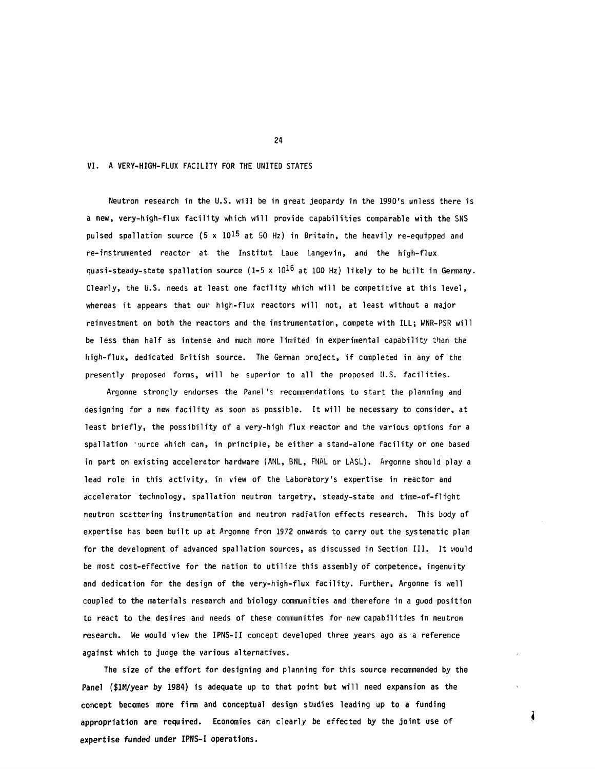## VI. A VERY-HIGH-FLUX FACILITY FOR THE UNITED STATES

Neutron research in the U.S. will be in great jeopardy in the 1990's unless there is a new, very-high-flux facility which will provide capabilities comparable with the SNS pulsed spallation source ($5 \times 10^{15}$ at 50 Hz) in Britain, the heavily re-equipped and re-instrumented reactor at the Institut Laue Langevin, and the high-flux quasi-steady-state spallation source ($1\text{-}5 \times 10^{16}$ at 100 Hz) likely to be built in Germany. Clearly, the U.S. needs at least one facility which will be competitive at this level, whereas it appears that our high-flux reactors will not, at least without a major reinvestment on both the reactors and the instrumentation, compete with ILL; WNR-PSR will be less than half as intense and much more limited in experimental capability than the high-flux, dedicated British source. The German project, if completed in any of the presently proposed forms, will be superior to all the proposed U.S. facilities.

Argonne strongly endorses the Panel's recommendations to start the planning and designing for a new facility as soon as possible. It will be necessary to consider, at least briefly, the possibility of a very-high flux reactor and the various options for a spallation source which can, in principle, be either a stand-alone facility or one based in part on existing accelerator hardware (ANL, BNL, FNAL or LASL). Argonne should play a lead role in this activity, in view of the Laboratory's expertise in reactor and accelerator technology, spallation neutron targetry, steady-state and time-of-flight neutron scattering instrumentation and neutron radiation effects research. This body of expertise has been built up at Argonne from 1972 onwards to carry out the systematic plan for the development of advanced spallation sources, as discussed in Section III. It would be most cost-effective for the nation to utilize this assembly of competence, ingenuity and dedication for the design of the very-high-flux facility. Further, Argonne is well coupled to the materials research and biology communities and therefore in a good position to react to the desires and needs of these communities for new capabilities in neutron research. We would view the IPNS-II concept developed three years ago as a reference against which to judge the various alternatives.

The size of the effort for designing and planning for this source recommended by the Panel ($1M/year by 1984) is adequate up to that point but will need expansion as the concept becomes more firm and conceptual design studies leading up to a funding appropriation are required. Economies can clearly be effected by the joint use of expertise funded under IPNS-I operations.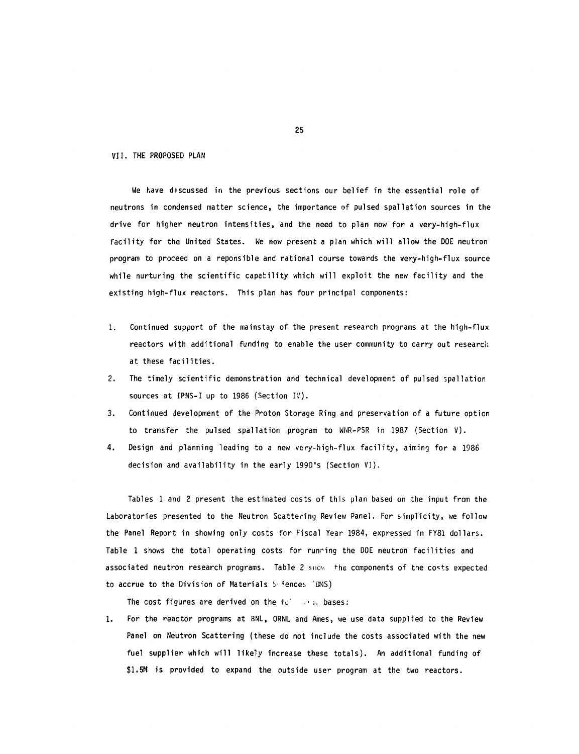## VII. THE PROPOSED PLAN

We have discussed in the previous sections our belief in the essential role of neutrons in condensed matter science, the importance of pulsed spallation sources in the drive for higher neutron intensities, and the need to plan now for a very-high-flux facility for the United States. We now present a plan which will allow the DOE neutron program to proceed on a reponsible and rational course towards the very-high-flux source while nurturing the scientific capability which will exploit the new facility and the existing high-flux reactors. This plan has four principal components:

1. Continued support of the mainstay of the present research programs at the high-flux reactors with additional funding to enable the user community to carry out research at these facilities.
2. The timely scientific demonstration and technical development of pulsed spallation sources at IPNS-I up to 1986 (Section IV).
3. Continued development of the Proton Storage Ring and preservation of a future option to transfer the pulsed spallation program to WNR-PSR in 1987 (Section V).
4. Design and planning leading to a new very-high-flux facility, aiming for a 1986 decision and availability in the early 1990's (Section VI).

Tables 1 and 2 present the estimated costs of this plan based on the input from the Laboratories presented to the Neutron Scattering Review Panel. For simplicity, we follow the Panel Report in showing only costs for Fiscal Year 1984, expressed in FY81 dollars. Table 1 shows the total operating costs for running the DOE neutron facilities and associated neutron research programs. Table 2 shows the components of the costs expected to accrue to the Division of Materials Sciences (DMS)

The cost figures are derived on the following bases:

1. For the reactor programs at BNL, ORNL and Ames, we use data supplied to the Review Panel on Neutron Scattering (these do not include the costs associated with the new fuel supplier which will likely increase these totals). An additional funding of \$1.5M is provided to expand the outside user program at the two reactors.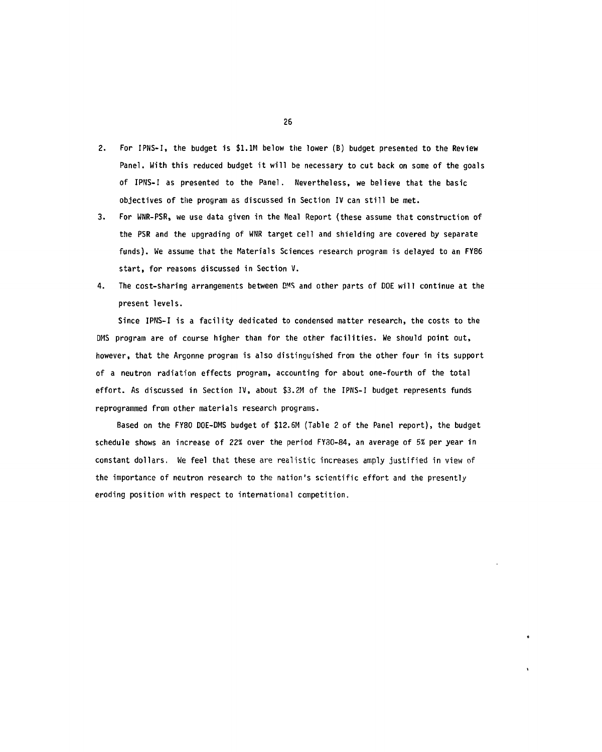2. For IPNS-I, the budget is \$1.1M below the lower (B) budget presented to the Review Panel. With this reduced budget it will be necessary to cut back on some of the goals of IPNS-I as presented to the Panel. Nevertheless, we believe that the basic objectives of the program as discussed in Section IV can still be met.
3. For WNR-PSR, we use data given in the Neal Report (these assume that construction of the PSR and the upgrading of WNR target cell and shielding are covered by separate funds). We assume that the Materials Sciences research program is delayed to an FY86 start, for reasons discussed in Section V.
4. The cost-sharing arrangements between DMS and other parts of DOE will continue at the present levels.

Since IPNS-I is a facility dedicated to condensed matter research, the costs to the DMS program are of course higher than for the other facilities. We should point out, however, that the Argonne program is also distinguished from the other four in its support of a neutron radiation effects program, accounting for about one-fourth of the total effort. As discussed in Section IV, about \$3.2M of the IPNS-I budget represents funds reprogrammed from other materials research programs.

Based on the FY80 DOE-DMS budget of \$12.6M (Table 2 of the Panel report), the budget schedule shows an increase of 22% over the period FY80-84, an average of 5% per year in constant dollars. We feel that these are realistic increases amply justified in view of the importance of neutron research to the nation's scientific effort and the presently eroding position with respect to international competition.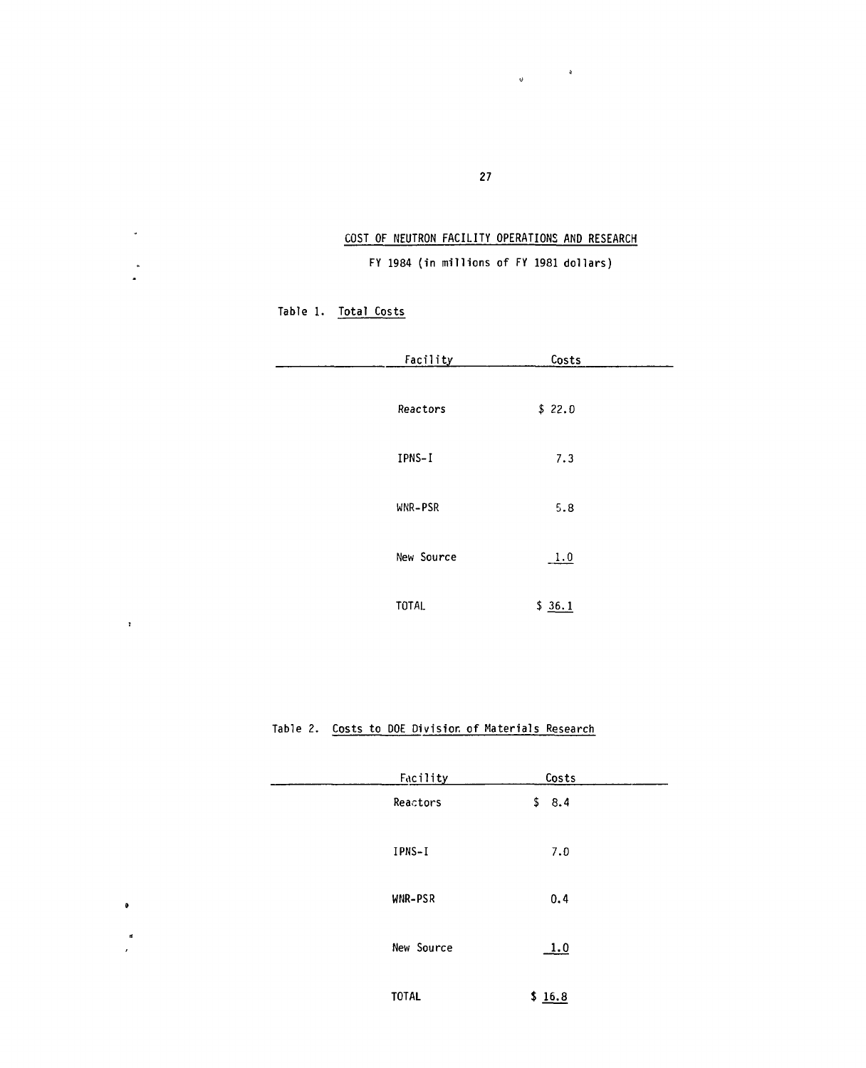# COST OF NEUTRON FACILITY OPERATIONS AND RESEARCH

FY 1984 (in millions of FY 1981 dollars)

Table 1. Total Costs

| Facility | Costs |
|---|---|
| Reactors | $ 22.0 |
| IPNS-I | 7.3 |
| WNR-PSR | 5.8 |
| New Source | 1.0 |
| TOTAL | $ 36.1 |

Table 2. Costs to DOE Division of Materials Research

| Facility | Costs |
|---|---|
| Reactors | $ 8.4 |
| IPNS-I | 7.0 |
| WNR-PSR | 0.4 |
| New Source | 1.0 |
| TOTAL | $ 16.8 |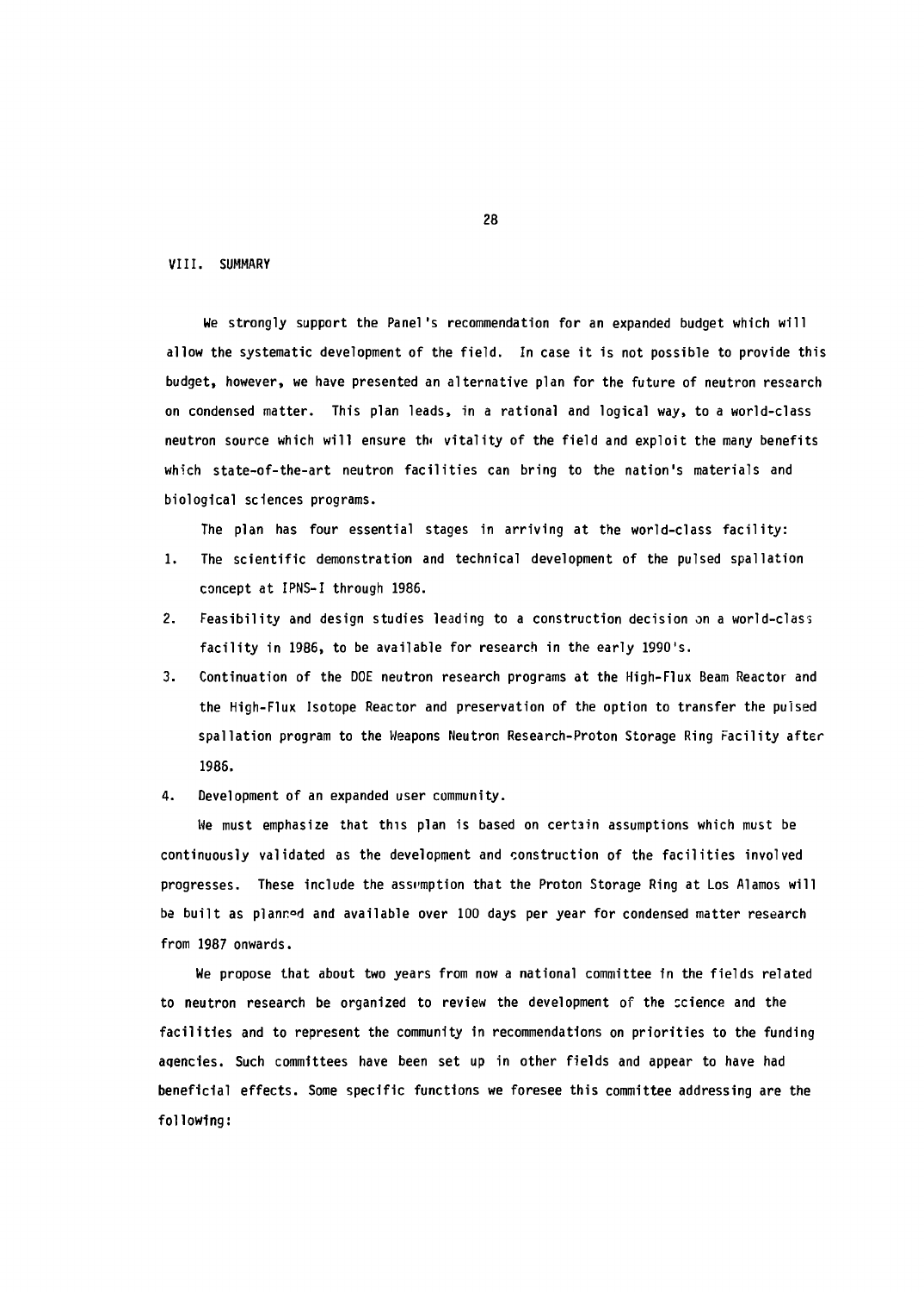## VIII. SUMMARY

We strongly support the Panel's recommendation for an expanded budget which will allow the systematic development of the field. In case it is not possible to provide this budget, however, we have presented an alternative plan for the future of neutron research on condensed matter. This plan leads, in a rational and logical way, to a world-class neutron source which will ensure the vitality of the field and exploit the many benefits which state-of-the-art neutron facilities can bring to the nation's materials and biological sciences programs.

The plan has four essential stages in arriving at the world-class facility:

1. The scientific demonstration and technical development of the pulsed spallation concept at IPNS-I through 1986.
2. Feasibility and design studies leading to a construction decision on a world-class facility in 1986, to be available for research in the early 1990's.
3. Continuation of the DOE neutron research programs at the High-Flux Beam Reactor and the High-Flux Isotope Reactor and preservation of the option to transfer the pulsed spallation program to the Weapons Neutron Research-Proton Storage Ring Facility after 1986.
4. Development of an expanded user community.

We must emphasize that this plan is based on certain assumptions which must be continuously validated as the development and construction of the facilities involved progresses. These include the assumption that the Proton Storage Ring at Los Alamos will be built as planned and available over 100 days per year for condensed matter research from 1987 onwards.

We propose that about two years from now a national committee in the fields related to neutron research be organized to review the development of the science and the facilities and to represent the community in recommendations on priorities to the funding agencies. Such committees have been set up in other fields and appear to have had beneficial effects. Some specific functions we foresee this committee addressing are the following: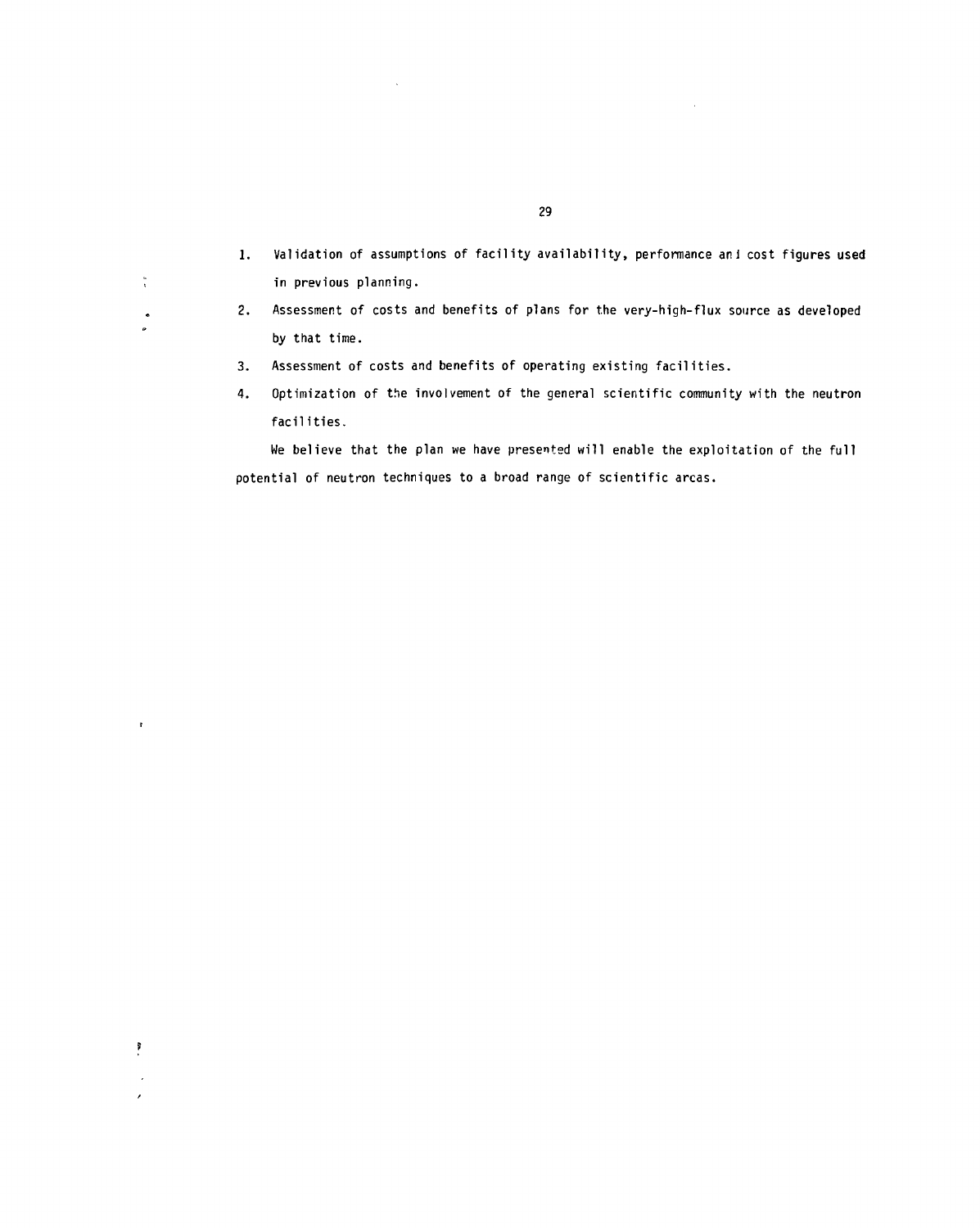1. Validation of assumptions of facility availability, performance and cost figures used in previous planning.
2. Assessment of costs and benefits of plans for the very-high-flux source as developed by that time.
3. Assessment of costs and benefits of operating existing facilities.
4. Optimization of the involvement of the general scientific community with the neutron facilities.

We believe that the plan we have presented will enable the exploitation of the full potential of neutron techniques to a broad range of scientific areas.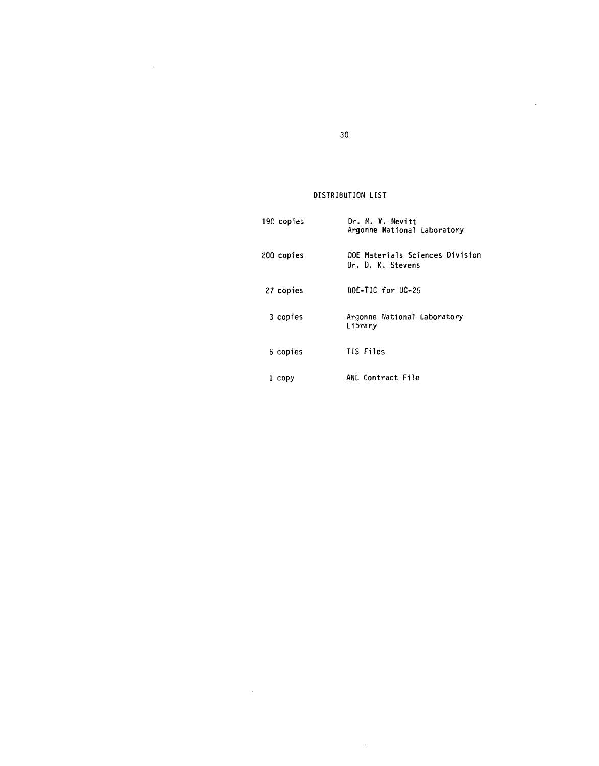## DISTRIBUTION LIST

| | |
|---|---|
| 190 copies | Dr. M. V. Nevitt<br>Argonne National Laboratory |
| 200 copies | DOE Materials Sciences Division<br>Dr. D. K. Stevens |
| 27 copies | DOE-TIC for UC-25 |
| 3 copies | Argonne National Laboratory<br>Library |
| 6 copies | TIS Files |
| 1 copy | ANL Contract File |